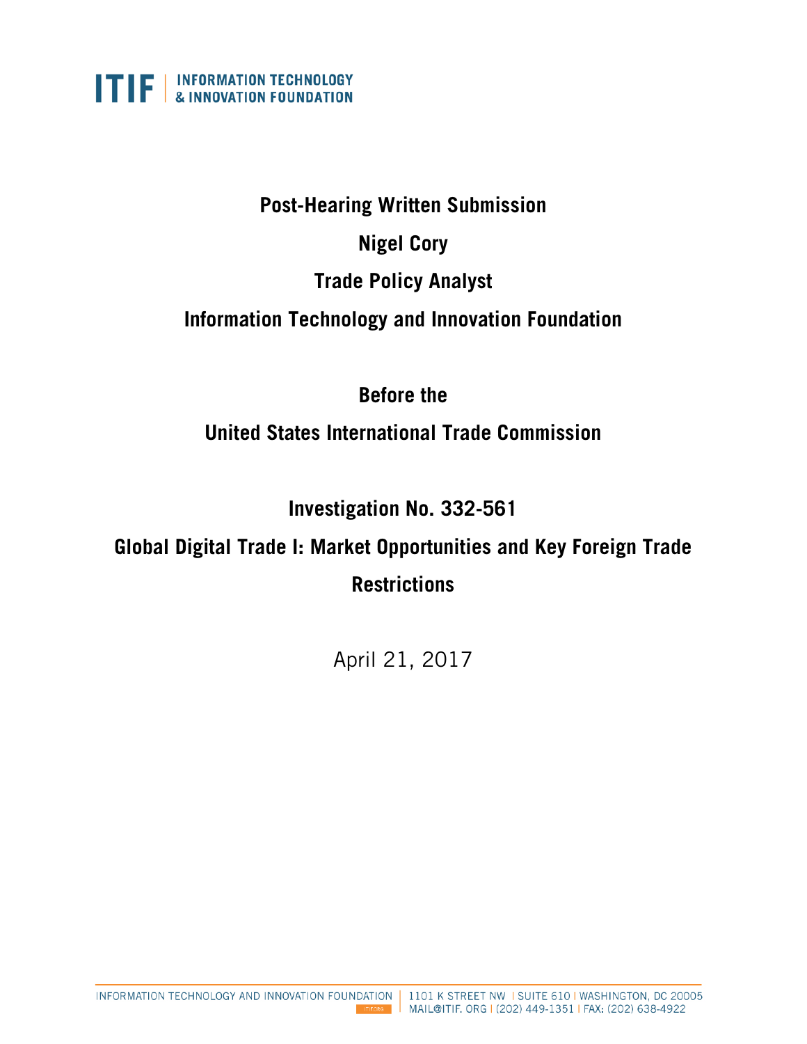**ITIF | INFORMATION TECHNOLOGY & INNOVATION FOUNDATION**

# Post-Hearing Written Submission

**Nigel Cory**

**Trade Policy Analyst**

**Information Technology and Innovation Foundation**

**Before the**

**United States International Trade Commission**

**Investigation No. 332-561**

**Global Digital Trade I: Market Opportunities and Key Foreign Trade Restrictions**

April 21, 2017

INFORMATION TECHNOLOGY AND INNOVATION FOUNDATION | 1101 K STREET NW | SUITE 610 | WASHINGTON, DC 20005
ITIF.ORG | MAIL@ITIF. ORG | (202) 449-1351 | FAX: (202) 638-4922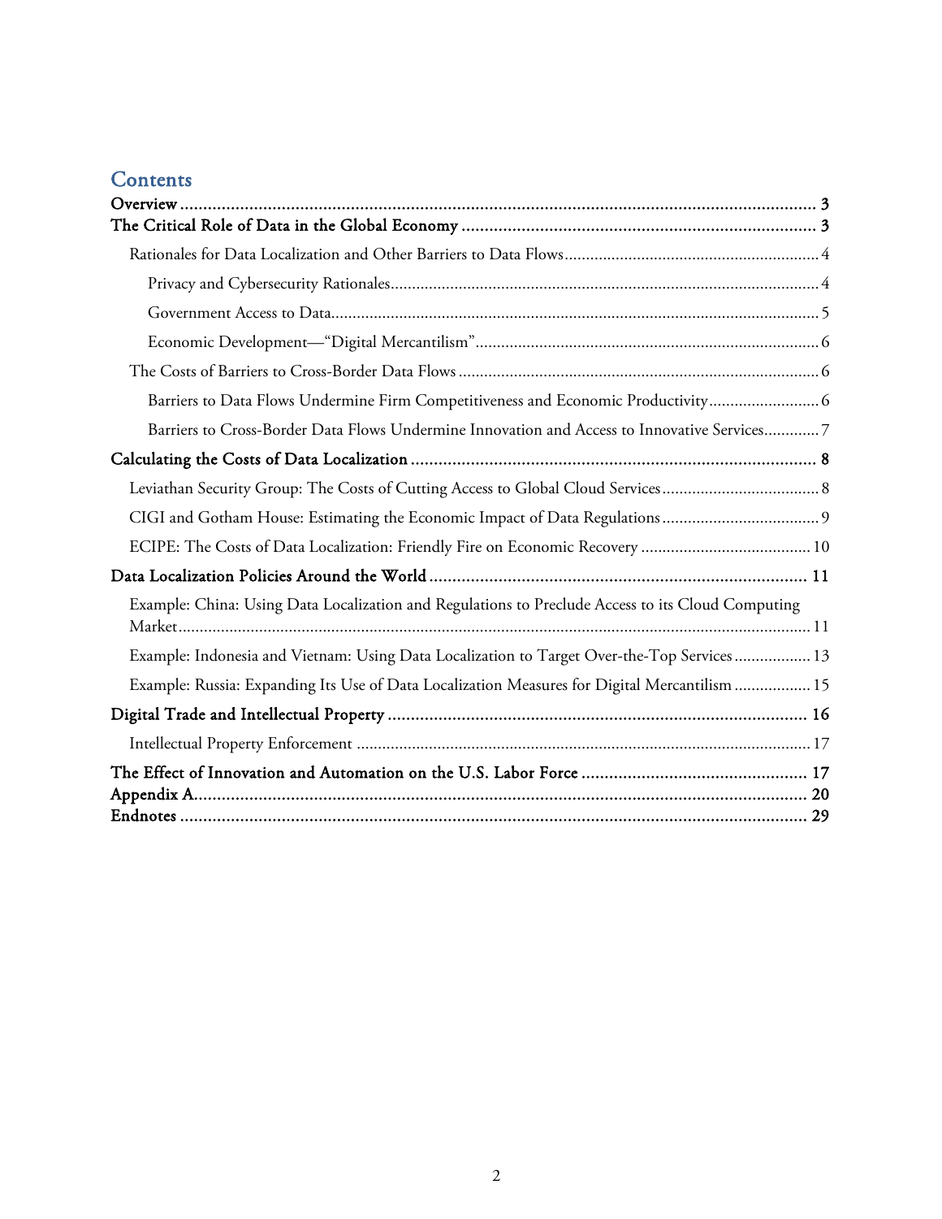# Contents

**Overview** ........ 3

**The Critical Role of Data in the Global Economy** ........ 3

- Rationales for Data Localization and Other Barriers to Data Flows ........ 4
  - Privacy and Cybersecurity Rationales ........ 4
  - Government Access to Data ........ 5
  - Economic Development—"Digital Mercantilism" ........ 6
- The Costs of Barriers to Cross-Border Data Flows ........ 6
  - Barriers to Data Flows Undermine Firm Competitiveness and Economic Productivity ........ 6
  - Barriers to Cross-Border Data Flows Undermine Innovation and Access to Innovative Services ........ 7

**Calculating the Costs of Data Localization** ........ 8

- Leviathan Security Group: The Costs of Cutting Access to Global Cloud Services ........ 8
- CIGI and Gotham House: Estimating the Economic Impact of Data Regulations ........ 9
- ECIPE: The Costs of Data Localization: Friendly Fire on Economic Recovery ........ 10

**Data Localization Policies Around the World** ........ 11

- Example: China: Using Data Localization and Regulations to Preclude Access to its Cloud Computing Market ........ 11
- Example: Indonesia and Vietnam: Using Data Localization to Target Over-the-Top Services ........ 13
- Example: Russia: Expanding Its Use of Data Localization Measures for Digital Mercantilism ........ 15

**Digital Trade and Intellectual Property** ........ 16

- Intellectual Property Enforcement ........ 17

**The Effect of Innovation and Automation on the U.S. Labor Force** ........ 17

**Appendix A** ........ 20

**Endnotes** ........ 29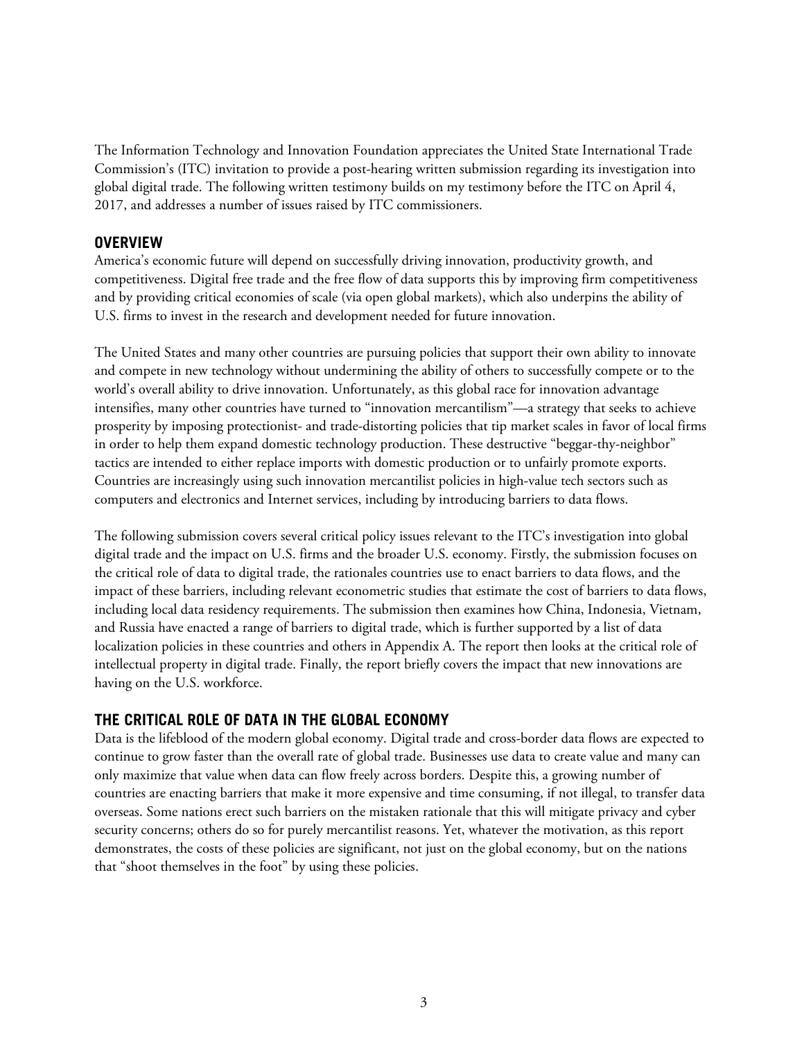The Information Technology and Innovation Foundation appreciates the United State International Trade Commission's (ITC) invitation to provide a post-hearing written submission regarding its investigation into global digital trade. The following written testimony builds on my testimony before the ITC on April 4, 2017, and addresses a number of issues raised by ITC commissioners.

## OVERVIEW

America's economic future will depend on successfully driving innovation, productivity growth, and competitiveness. Digital free trade and the free flow of data supports this by improving firm competitiveness and by providing critical economies of scale (via open global markets), which also underpins the ability of U.S. firms to invest in the research and development needed for future innovation.

The United States and many other countries are pursuing policies that support their own ability to innovate and compete in new technology without undermining the ability of others to successfully compete or to the world's overall ability to drive innovation. Unfortunately, as this global race for innovation advantage intensifies, many other countries have turned to "innovation mercantilism"—a strategy that seeks to achieve prosperity by imposing protectionist- and trade-distorting policies that tip market scales in favor of local firms in order to help them expand domestic technology production. These destructive "beggar-thy-neighbor" tactics are intended to either replace imports with domestic production or to unfairly promote exports. Countries are increasingly using such innovation mercantilist policies in high-value tech sectors such as computers and electronics and Internet services, including by introducing barriers to data flows.

The following submission covers several critical policy issues relevant to the ITC's investigation into global digital trade and the impact on U.S. firms and the broader U.S. economy. Firstly, the submission focuses on the critical role of data to digital trade, the rationales countries use to enact barriers to data flows, and the impact of these barriers, including relevant econometric studies that estimate the cost of barriers to data flows, including local data residency requirements. The submission then examines how China, Indonesia, Vietnam, and Russia have enacted a range of barriers to digital trade, which is further supported by a list of data localization policies in these countries and others in Appendix A. The report then looks at the critical role of intellectual property in digital trade. Finally, the report briefly covers the impact that new innovations are having on the U.S. workforce.

## THE CRITICAL ROLE OF DATA IN THE GLOBAL ECONOMY

Data is the lifeblood of the modern global economy. Digital trade and cross-border data flows are expected to continue to grow faster than the overall rate of global trade. Businesses use data to create value and many can only maximize that value when data can flow freely across borders. Despite this, a growing number of countries are enacting barriers that make it more expensive and time consuming, if not illegal, to transfer data overseas. Some nations erect such barriers on the mistaken rationale that this will mitigate privacy and cyber security concerns; others do so for purely mercantilist reasons. Yet, whatever the motivation, as this report demonstrates, the costs of these policies are significant, not just on the global economy, but on the nations that "shoot themselves in the foot" by using these policies.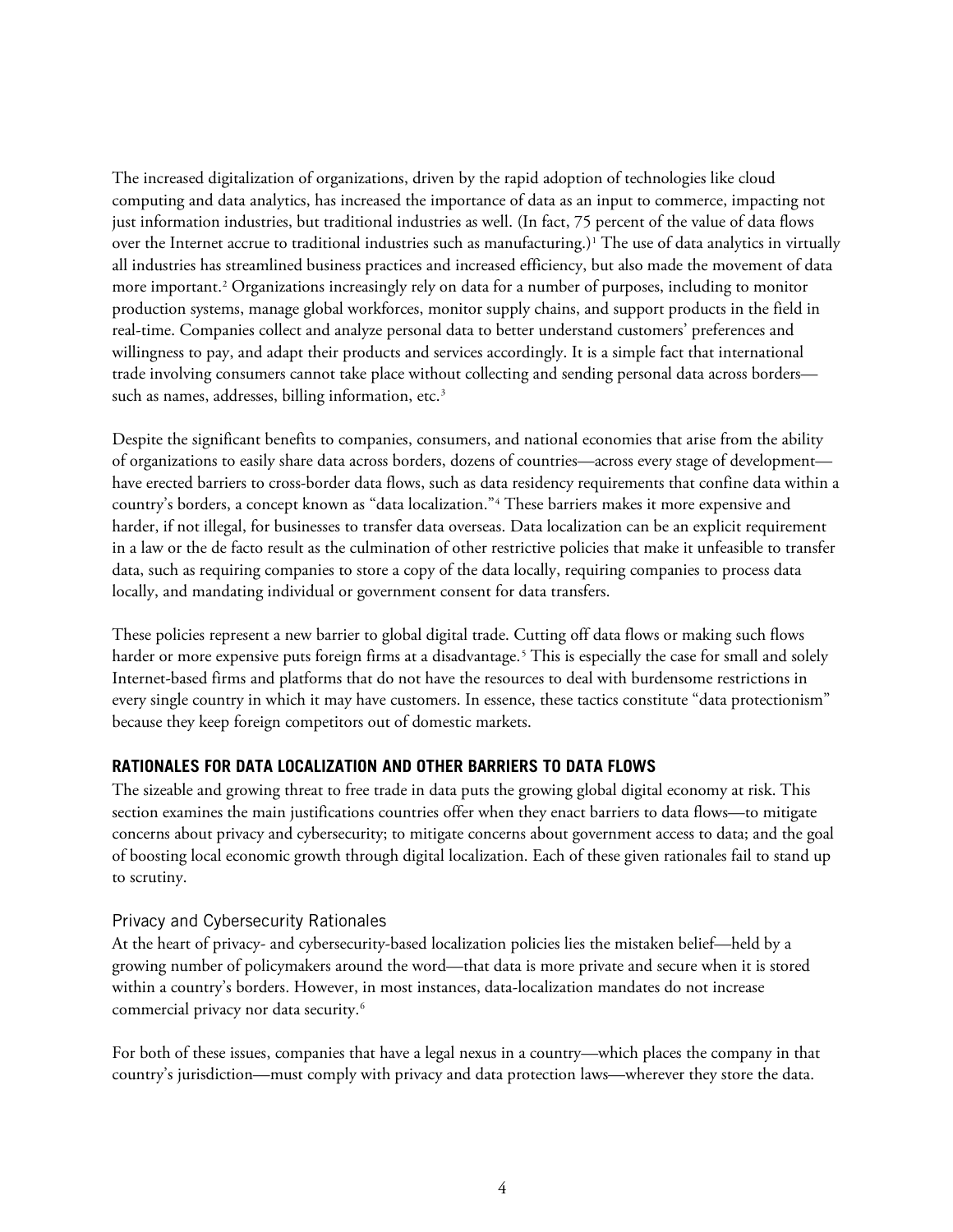The increased digitalization of organizations, driven by the rapid adoption of technologies like cloud computing and data analytics, has increased the importance of data as an input to commerce, impacting not just information industries, but traditional industries as well. (In fact, 75 percent of the value of data flows over the Internet accrue to traditional industries such as manufacturing.)[1] The use of data analytics in virtually all industries has streamlined business practices and increased efficiency, but also made the movement of data more important.[2] Organizations increasingly rely on data for a number of purposes, including to monitor production systems, manage global workforces, monitor supply chains, and support products in the field in real-time. Companies collect and analyze personal data to better understand customers' preferences and willingness to pay, and adapt their products and services accordingly. It is a simple fact that international trade involving consumers cannot take place without collecting and sending personal data across borders—such as names, addresses, billing information, etc.[3]

Despite the significant benefits to companies, consumers, and national economies that arise from the ability of organizations to easily share data across borders, dozens of countries—across every stage of development—have erected barriers to cross-border data flows, such as data residency requirements that confine data within a country's borders, a concept known as "data localization."[4] These barriers makes it more expensive and harder, if not illegal, for businesses to transfer data overseas. Data localization can be an explicit requirement in a law or the de facto result as the culmination of other restrictive policies that make it unfeasible to transfer data, such as requiring companies to store a copy of the data locally, requiring companies to process data locally, and mandating individual or government consent for data transfers.

These policies represent a new barrier to global digital trade. Cutting off data flows or making such flows harder or more expensive puts foreign firms at a disadvantage.[5] This is especially the case for small and solely Internet-based firms and platforms that do not have the resources to deal with burdensome restrictions in every single country in which it may have customers. In essence, these tactics constitute "data protectionism" because they keep foreign competitors out of domestic markets.

## RATIONALES FOR DATA LOCALIZATION AND OTHER BARRIERS TO DATA FLOWS

The sizeable and growing threat to free trade in data puts the growing global digital economy at risk. This section examines the main justifications countries offer when they enact barriers to data flows—to mitigate concerns about privacy and cybersecurity; to mitigate concerns about government access to data; and the goal of boosting local economic growth through digital localization. Each of these given rationales fail to stand up to scrutiny.

### Privacy and Cybersecurity Rationales

At the heart of privacy- and cybersecurity-based localization policies lies the mistaken belief—held by a growing number of policymakers around the word—that data is more private and secure when it is stored within a country's borders. However, in most instances, data-localization mandates do not increase commercial privacy nor data security.[6]

For both of these issues, companies that have a legal nexus in a country—which places the company in that country's jurisdiction—must comply with privacy and data protection laws—wherever they store the data.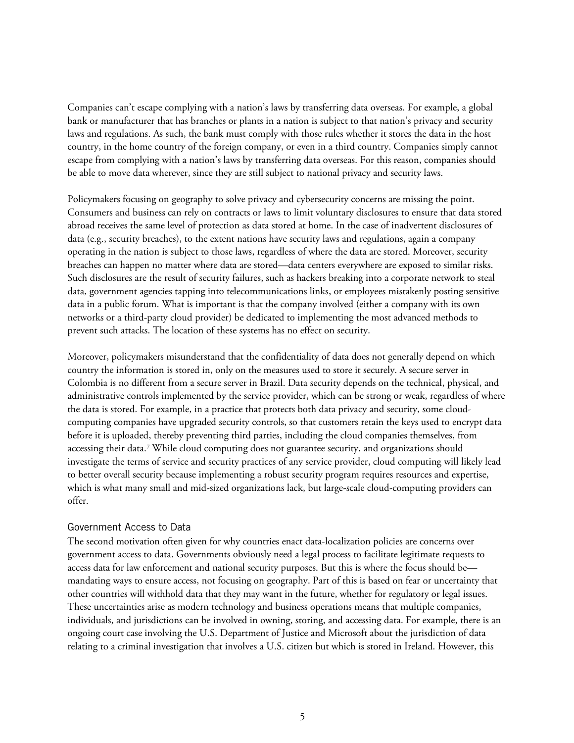Companies can't escape complying with a nation's laws by transferring data overseas. For example, a global bank or manufacturer that has branches or plants in a nation is subject to that nation's privacy and security laws and regulations. As such, the bank must comply with those rules whether it stores the data in the host country, in the home country of the foreign company, or even in a third country. Companies simply cannot escape from complying with a nation's laws by transferring data overseas. For this reason, companies should be able to move data wherever, since they are still subject to national privacy and security laws.

Policymakers focusing on geography to solve privacy and cybersecurity concerns are missing the point. Consumers and business can rely on contracts or laws to limit voluntary disclosures to ensure that data stored abroad receives the same level of protection as data stored at home. In the case of inadvertent disclosures of data (e.g., security breaches), to the extent nations have security laws and regulations, again a company operating in the nation is subject to those laws, regardless of where the data are stored. Moreover, security breaches can happen no matter where data are stored—data centers everywhere are exposed to similar risks. Such disclosures are the result of security failures, such as hackers breaking into a corporate network to steal data, government agencies tapping into telecommunications links, or employees mistakenly posting sensitive data in a public forum. What is important is that the company involved (either a company with its own networks or a third-party cloud provider) be dedicated to implementing the most advanced methods to prevent such attacks. The location of these systems has no effect on security.

Moreover, policymakers misunderstand that the confidentiality of data does not generally depend on which country the information is stored in, only on the measures used to store it securely. A secure server in Colombia is no different from a secure server in Brazil. Data security depends on the technical, physical, and administrative controls implemented by the service provider, which can be strong or weak, regardless of where the data is stored. For example, in a practice that protects both data privacy and security, some cloud-computing companies have upgraded security controls, so that customers retain the keys used to encrypt data before it is uploaded, thereby preventing third parties, including the cloud companies themselves, from accessing their data.[7] While cloud computing does not guarantee security, and organizations should investigate the terms of service and security practices of any service provider, cloud computing will likely lead to better overall security because implementing a robust security program requires resources and expertise, which is what many small and mid-sized organizations lack, but large-scale cloud-computing providers can offer.

### Government Access to Data

The second motivation often given for why countries enact data-localization policies are concerns over government access to data. Governments obviously need a legal process to facilitate legitimate requests to access data for law enforcement and national security purposes. But this is where the focus should be—mandating ways to ensure access, not focusing on geography. Part of this is based on fear or uncertainty that other countries will withhold data that they may want in the future, whether for regulatory or legal issues. These uncertainties arise as modern technology and business operations means that multiple companies, individuals, and jurisdictions can be involved in owning, storing, and accessing data. For example, there is an ongoing court case involving the U.S. Department of Justice and Microsoft about the jurisdiction of data relating to a criminal investigation that involves a U.S. citizen but which is stored in Ireland. However, this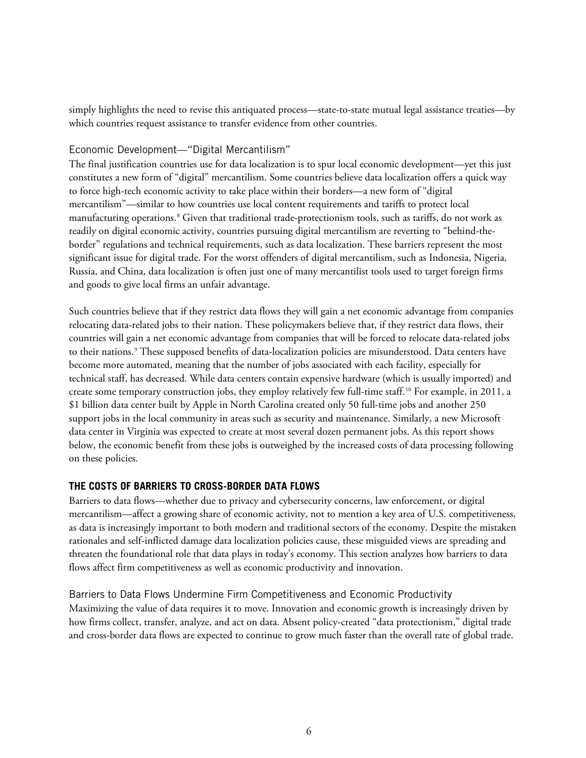simply highlights the need to revise this antiquated process—state-to-state mutual legal assistance treaties—by which countries request assistance to transfer evidence from other countries.

### Economic Development—"Digital Mercantilism"

The final justification countries use for data localization is to spur local economic development—yet this just constitutes a new form of "digital" mercantilism. Some countries believe data localization offers a quick way to force high-tech economic activity to take place within their borders—a new form of "digital mercantilism"—similar to how countries use local content requirements and tariffs to protect local manufacturing operations.[8] Given that traditional trade-protectionism tools, such as tariffs, do not work as readily on digital economic activity, countries pursuing digital mercantilism are reverting to "behind-the-border" regulations and technical requirements, such as data localization. These barriers represent the most significant issue for digital trade. For the worst offenders of digital mercantilism, such as Indonesia, Nigeria, Russia, and China, data localization is often just one of many mercantilist tools used to target foreign firms and goods to give local firms an unfair advantage.

Such countries believe that if they restrict data flows they will gain a net economic advantage from companies relocating data-related jobs to their nation. These policymakers believe that, if they restrict data flows, their countries will gain a net economic advantage from companies that will be forced to relocate data-related jobs to their nations.[9] These supposed benefits of data-localization policies are misunderstood. Data centers have become more automated, meaning that the number of jobs associated with each facility, especially for technical staff, has decreased. While data centers contain expensive hardware (which is usually imported) and create some temporary construction jobs, they employ relatively few full-time staff.[10] For example, in 2011, a $1 billion data center built by Apple in North Carolina created only 50 full-time jobs and another 250 support jobs in the local community in areas such as security and maintenance. Similarly, a new Microsoft data center in Virginia was expected to create at most several dozen permanent jobs. As this report shows below, the economic benefit from these jobs is outweighed by the increased costs of data processing following on these policies.

## THE COSTS OF BARRIERS TO CROSS-BORDER DATA FLOWS

Barriers to data flows—whether due to privacy and cybersecurity concerns, law enforcement, or digital mercantilism—affect a growing share of economic activity, not to mention a key area of U.S. competitiveness, as data is increasingly important to both modern and traditional sectors of the economy. Despite the mistaken rationales and self-inflicted damage data localization policies cause, these misguided views are spreading and threaten the foundational role that data plays in today's economy. This section analyzes how barriers to data flows affect firm competitiveness as well as economic productivity and innovation.

### Barriers to Data Flows Undermine Firm Competitiveness and Economic Productivity

Maximizing the value of data requires it to move. Innovation and economic growth is increasingly driven by how firms collect, transfer, analyze, and act on data. Absent policy-created "data protectionism," digital trade and cross-border data flows are expected to continue to grow much faster than the overall rate of global trade.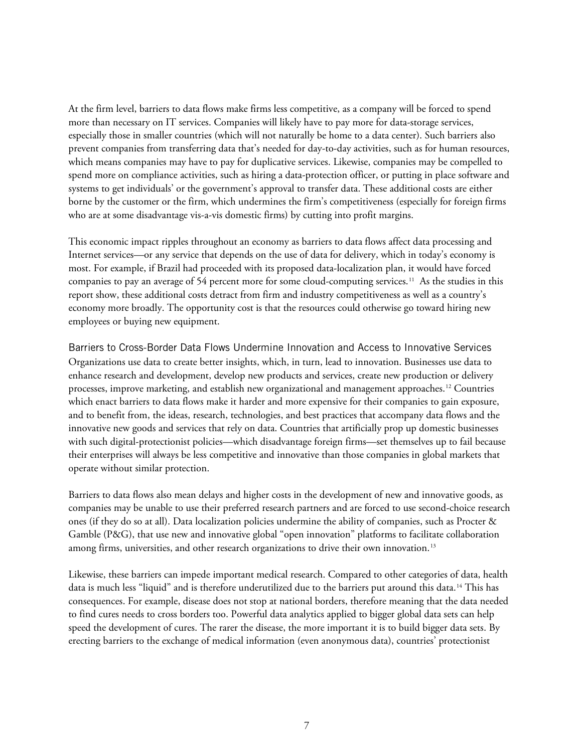At the firm level, barriers to data flows make firms less competitive, as a company will be forced to spend more than necessary on IT services. Companies will likely have to pay more for data-storage services, especially those in smaller countries (which will not naturally be home to a data center). Such barriers also prevent companies from transferring data that's needed for day-to-day activities, such as for human resources, which means companies may have to pay for duplicative services. Likewise, companies may be compelled to spend more on compliance activities, such as hiring a data-protection officer, or putting in place software and systems to get individuals' or the government's approval to transfer data. These additional costs are either borne by the customer or the firm, which undermines the firm's competitiveness (especially for foreign firms who are at some disadvantage vis-a-vis domestic firms) by cutting into profit margins.

This economic impact ripples throughout an economy as barriers to data flows affect data processing and Internet services—or any service that depends on the use of data for delivery, which in today's economy is most. For example, if Brazil had proceeded with its proposed data-localization plan, it would have forced companies to pay an average of 54 percent more for some cloud-computing services.[11] As the studies in this report show, these additional costs detract from firm and industry competitiveness as well as a country's economy more broadly. The opportunity cost is that the resources could otherwise go toward hiring new employees or buying new equipment.

### Barriers to Cross-Border Data Flows Undermine Innovation and Access to Innovative Services

Organizations use data to create better insights, which, in turn, lead to innovation. Businesses use data to enhance research and development, develop new products and services, create new production or delivery processes, improve marketing, and establish new organizational and management approaches.[12] Countries which enact barriers to data flows make it harder and more expensive for their companies to gain exposure, and to benefit from, the ideas, research, technologies, and best practices that accompany data flows and the innovative new goods and services that rely on data. Countries that artificially prop up domestic businesses with such digital-protectionist policies—which disadvantage foreign firms—set themselves up to fail because their enterprises will always be less competitive and innovative than those companies in global markets that operate without similar protection.

Barriers to data flows also mean delays and higher costs in the development of new and innovative goods, as companies may be unable to use their preferred research partners and are forced to use second-choice research ones (if they do so at all). Data localization policies undermine the ability of companies, such as Procter & Gamble (P&G), that use new and innovative global "open innovation" platforms to facilitate collaboration among firms, universities, and other research organizations to drive their own innovation.[13]

Likewise, these barriers can impede important medical research. Compared to other categories of data, health data is much less "liquid" and is therefore underutilized due to the barriers put around this data.[14] This has consequences. For example, disease does not stop at national borders, therefore meaning that the data needed to find cures needs to cross borders too. Powerful data analytics applied to bigger global data sets can help speed the development of cures. The rarer the disease, the more important it is to build bigger data sets. By erecting barriers to the exchange of medical information (even anonymous data), countries' protectionist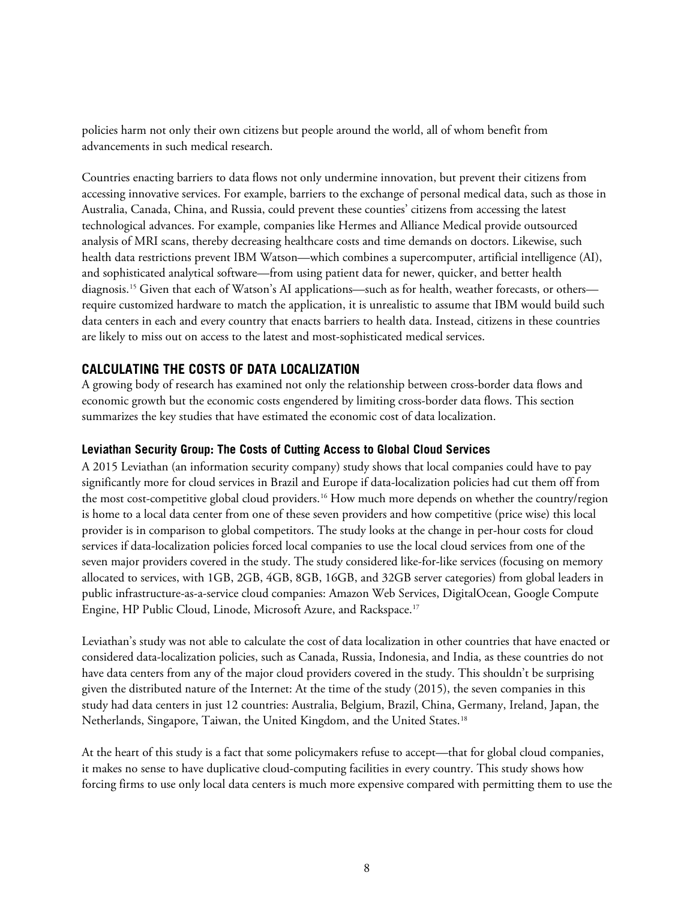policies harm not only their own citizens but people around the world, all of whom benefit from advancements in such medical research.

Countries enacting barriers to data flows not only undermine innovation, but prevent their citizens from accessing innovative services. For example, barriers to the exchange of personal medical data, such as those in Australia, Canada, China, and Russia, could prevent these counties' citizens from accessing the latest technological advances. For example, companies like Hermes and Alliance Medical provide outsourced analysis of MRI scans, thereby decreasing healthcare costs and time demands on doctors. Likewise, such health data restrictions prevent IBM Watson—which combines a supercomputer, artificial intelligence (AI), and sophisticated analytical software—from using patient data for newer, quicker, and better health diagnosis.[15] Given that each of Watson's AI applications—such as for health, weather forecasts, or others—require customized hardware to match the application, it is unrealistic to assume that IBM would build such data centers in each and every country that enacts barriers to health data. Instead, citizens in these countries are likely to miss out on access to the latest and most-sophisticated medical services.

## CALCULATING THE COSTS OF DATA LOCALIZATION

A growing body of research has examined not only the relationship between cross-border data flows and economic growth but the economic costs engendered by limiting cross-border data flows. This section summarizes the key studies that have estimated the economic cost of data localization.

### Leviathan Security Group: The Costs of Cutting Access to Global Cloud Services

A 2015 Leviathan (an information security company) study shows that local companies could have to pay significantly more for cloud services in Brazil and Europe if data-localization policies had cut them off from the most cost-competitive global cloud providers.[16] How much more depends on whether the country/region is home to a local data center from one of these seven providers and how competitive (price wise) this local provider is in comparison to global competitors. The study looks at the change in per-hour costs for cloud services if data-localization policies forced local companies to use the local cloud services from one of the seven major providers covered in the study. The study considered like-for-like services (focusing on memory allocated to services, with 1GB, 2GB, 4GB, 8GB, 16GB, and 32GB server categories) from global leaders in public infrastructure-as-a-service cloud companies: Amazon Web Services, DigitalOcean, Google Compute Engine, HP Public Cloud, Linode, Microsoft Azure, and Rackspace.[17]

Leviathan's study was not able to calculate the cost of data localization in other countries that have enacted or considered data-localization policies, such as Canada, Russia, Indonesia, and India, as these countries do not have data centers from any of the major cloud providers covered in the study. This shouldn't be surprising given the distributed nature of the Internet: At the time of the study (2015), the seven companies in this study had data centers in just 12 countries: Australia, Belgium, Brazil, China, Germany, Ireland, Japan, the Netherlands, Singapore, Taiwan, the United Kingdom, and the United States.[18]

At the heart of this study is a fact that some policymakers refuse to accept—that for global cloud companies, it makes no sense to have duplicative cloud-computing facilities in every country. This study shows how forcing firms to use only local data centers is much more expensive compared with permitting them to use the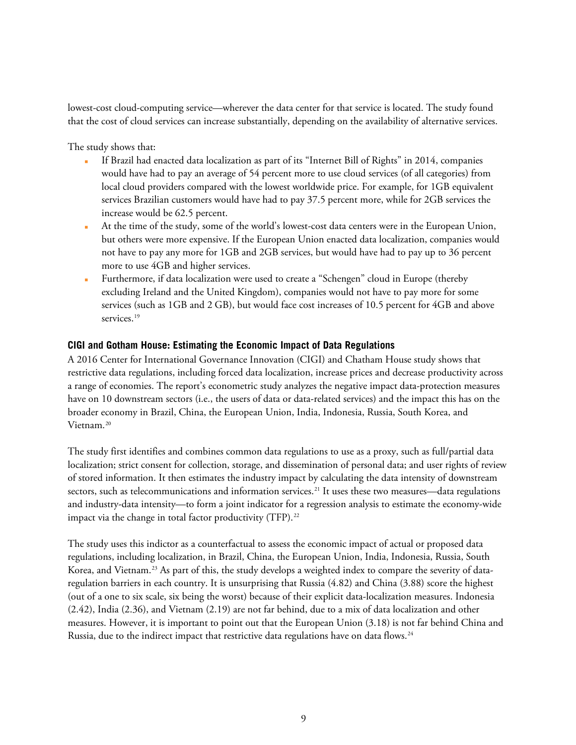lowest-cost cloud-computing service—wherever the data center for that service is located. The study found that the cost of cloud services can increase substantially, depending on the availability of alternative services.

The study shows that:

- If Brazil had enacted data localization as part of its "Internet Bill of Rights" in 2014, companies would have had to pay an average of 54 percent more to use cloud services (of all categories) from local cloud providers compared with the lowest worldwide price. For example, for 1GB equivalent services Brazilian customers would have had to pay 37.5 percent more, while for 2GB services the increase would be 62.5 percent.
- At the time of the study, some of the world's lowest-cost data centers were in the European Union, but others were more expensive. If the European Union enacted data localization, companies would not have to pay any more for 1GB and 2GB services, but would have had to pay up to 36 percent more to use 4GB and higher services.
- Furthermore, if data localization were used to create a "Schengen" cloud in Europe (thereby excluding Ireland and the United Kingdom), companies would not have to pay more for some services (such as 1GB and 2 GB), but would face cost increases of 10.5 percent for 4GB and above services.[19]

### CIGI and Gotham House: Estimating the Economic Impact of Data Regulations

A 2016 Center for International Governance Innovation (CIGI) and Chatham House study shows that restrictive data regulations, including forced data localization, increase prices and decrease productivity across a range of economies. The report's econometric study analyzes the negative impact data-protection measures have on 10 downstream sectors (i.e., the users of data or data-related services) and the impact this has on the broader economy in Brazil, China, the European Union, India, Indonesia, Russia, South Korea, and Vietnam.[20]

The study first identifies and combines common data regulations to use as a proxy, such as full/partial data localization; strict consent for collection, storage, and dissemination of personal data; and user rights of review of stored information. It then estimates the industry impact by calculating the data intensity of downstream sectors, such as telecommunications and information services.[21] It uses these two measures—data regulations and industry-data intensity—to form a joint indicator for a regression analysis to estimate the economy-wide impact via the change in total factor productivity (TFP).[22]

The study uses this indictor as a counterfactual to assess the economic impact of actual or proposed data regulations, including localization, in Brazil, China, the European Union, India, Indonesia, Russia, South Korea, and Vietnam.[23] As part of this, the study develops a weighted index to compare the severity of data-regulation barriers in each country. It is unsurprising that Russia (4.82) and China (3.88) score the highest (out of a one to six scale, six being the worst) because of their explicit data-localization measures. Indonesia (2.42), India (2.36), and Vietnam (2.19) are not far behind, due to a mix of data localization and other measures. However, it is important to point out that the European Union (3.18) is not far behind China and Russia, due to the indirect impact that restrictive data regulations have on data flows.[24]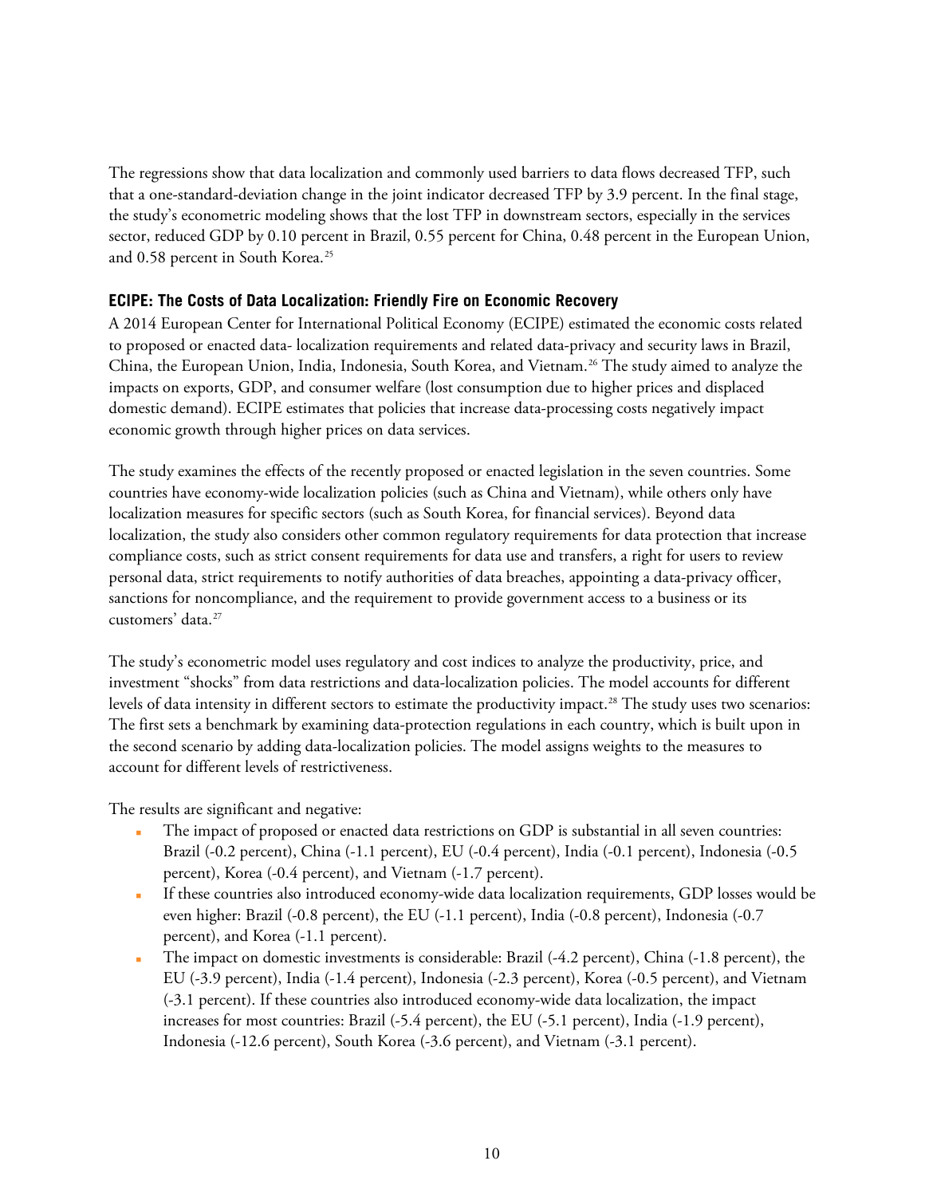The regressions show that data localization and commonly used barriers to data flows decreased TFP, such that a one-standard-deviation change in the joint indicator decreased TFP by 3.9 percent. In the final stage, the study's econometric modeling shows that the lost TFP in downstream sectors, especially in the services sector, reduced GDP by 0.10 percent in Brazil, 0.55 percent for China, 0.48 percent in the European Union, and 0.58 percent in South Korea.[25]

### ECIPE: The Costs of Data Localization: Friendly Fire on Economic Recovery

A 2014 European Center for International Political Economy (ECIPE) estimated the economic costs related to proposed or enacted data- localization requirements and related data-privacy and security laws in Brazil, China, the European Union, India, Indonesia, South Korea, and Vietnam.[26] The study aimed to analyze the impacts on exports, GDP, and consumer welfare (lost consumption due to higher prices and displaced domestic demand). ECIPE estimates that policies that increase data-processing costs negatively impact economic growth through higher prices on data services.

The study examines the effects of the recently proposed or enacted legislation in the seven countries. Some countries have economy-wide localization policies (such as China and Vietnam), while others only have localization measures for specific sectors (such as South Korea, for financial services). Beyond data localization, the study also considers other common regulatory requirements for data protection that increase compliance costs, such as strict consent requirements for data use and transfers, a right for users to review personal data, strict requirements to notify authorities of data breaches, appointing a data-privacy officer, sanctions for noncompliance, and the requirement to provide government access to a business or its customers' data.[27]

The study's econometric model uses regulatory and cost indices to analyze the productivity, price, and investment "shocks" from data restrictions and data-localization policies. The model accounts for different levels of data intensity in different sectors to estimate the productivity impact.[28] The study uses two scenarios: The first sets a benchmark by examining data-protection regulations in each country, which is built upon in the second scenario by adding data-localization policies. The model assigns weights to the measures to account for different levels of restrictiveness.

The results are significant and negative:

- The impact of proposed or enacted data restrictions on GDP is substantial in all seven countries: Brazil (-0.2 percent), China (-1.1 percent), EU (-0.4 percent), India (-0.1 percent), Indonesia (-0.5 percent), Korea (-0.4 percent), and Vietnam (-1.7 percent).
- If these countries also introduced economy-wide data localization requirements, GDP losses would be even higher: Brazil (-0.8 percent), the EU (-1.1 percent), India (-0.8 percent), Indonesia (-0.7 percent), and Korea (-1.1 percent).
- The impact on domestic investments is considerable: Brazil (-4.2 percent), China (-1.8 percent), the EU (-3.9 percent), India (-1.4 percent), Indonesia (-2.3 percent), Korea (-0.5 percent), and Vietnam (-3.1 percent). If these countries also introduced economy-wide data localization, the impact increases for most countries: Brazil (-5.4 percent), the EU (-5.1 percent), India (-1.9 percent), Indonesia (-12.6 percent), South Korea (-3.6 percent), and Vietnam (-3.1 percent).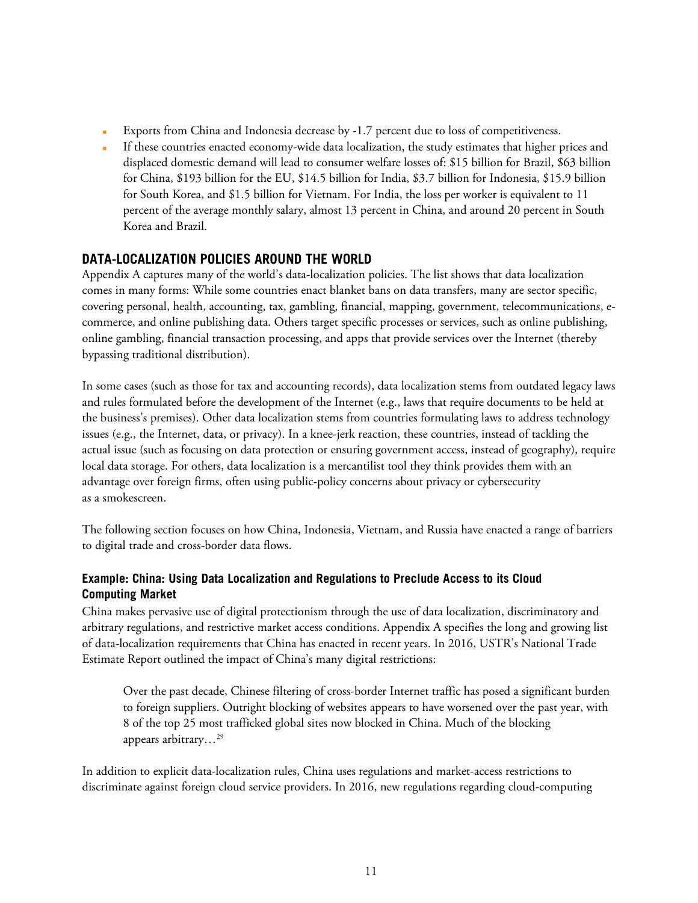- Exports from China and Indonesia decrease by -1.7 percent due to loss of competitiveness.
- If these countries enacted economy-wide data localization, the study estimates that higher prices and displaced domestic demand will lead to consumer welfare losses of: $15 billion for Brazil, $63 billion for China, $193 billion for the EU, $14.5 billion for India, $3.7 billion for Indonesia, $15.9 billion for South Korea, and $1.5 billion for Vietnam. For India, the loss per worker is equivalent to 11 percent of the average monthly salary, almost 13 percent in China, and around 20 percent in South Korea and Brazil.

## DATA-LOCALIZATION POLICIES AROUND THE WORLD

Appendix A captures many of the world's data-localization policies. The list shows that data localization comes in many forms: While some countries enact blanket bans on data transfers, many are sector specific, covering personal, health, accounting, tax, gambling, financial, mapping, government, telecommunications, e-commerce, and online publishing data. Others target specific processes or services, such as online publishing, online gambling, financial transaction processing, and apps that provide services over the Internet (thereby bypassing traditional distribution).

In some cases (such as those for tax and accounting records), data localization stems from outdated legacy laws and rules formulated before the development of the Internet (e.g., laws that require documents to be held at the business's premises). Other data localization stems from countries formulating laws to address technology issues (e.g., the Internet, data, or privacy). In a knee-jerk reaction, these countries, instead of tackling the actual issue (such as focusing on data protection or ensuring government access, instead of geography), require local data storage. For others, data localization is a mercantilist tool they think provides them with an advantage over foreign firms, often using public-policy concerns about privacy or cybersecurity as a smokescreen.

The following section focuses on how China, Indonesia, Vietnam, and Russia have enacted a range of barriers to digital trade and cross-border data flows.

### Example: China: Using Data Localization and Regulations to Preclude Access to its Cloud Computing Market

China makes pervasive use of digital protectionism through the use of data localization, discriminatory and arbitrary regulations, and restrictive market access conditions. Appendix A specifies the long and growing list of data-localization requirements that China has enacted in recent years. In 2016, USTR's National Trade Estimate Report outlined the impact of China's many digital restrictions:

> Over the past decade, Chinese filtering of cross-border Internet traffic has posed a significant burden to foreign suppliers. Outright blocking of websites appears to have worsened over the past year, with 8 of the top 25 most trafficked global sites now blocked in China. Much of the blocking appears arbitrary…[29]

In addition to explicit data-localization rules, China uses regulations and market-access restrictions to discriminate against foreign cloud service providers. In 2016, new regulations regarding cloud-computing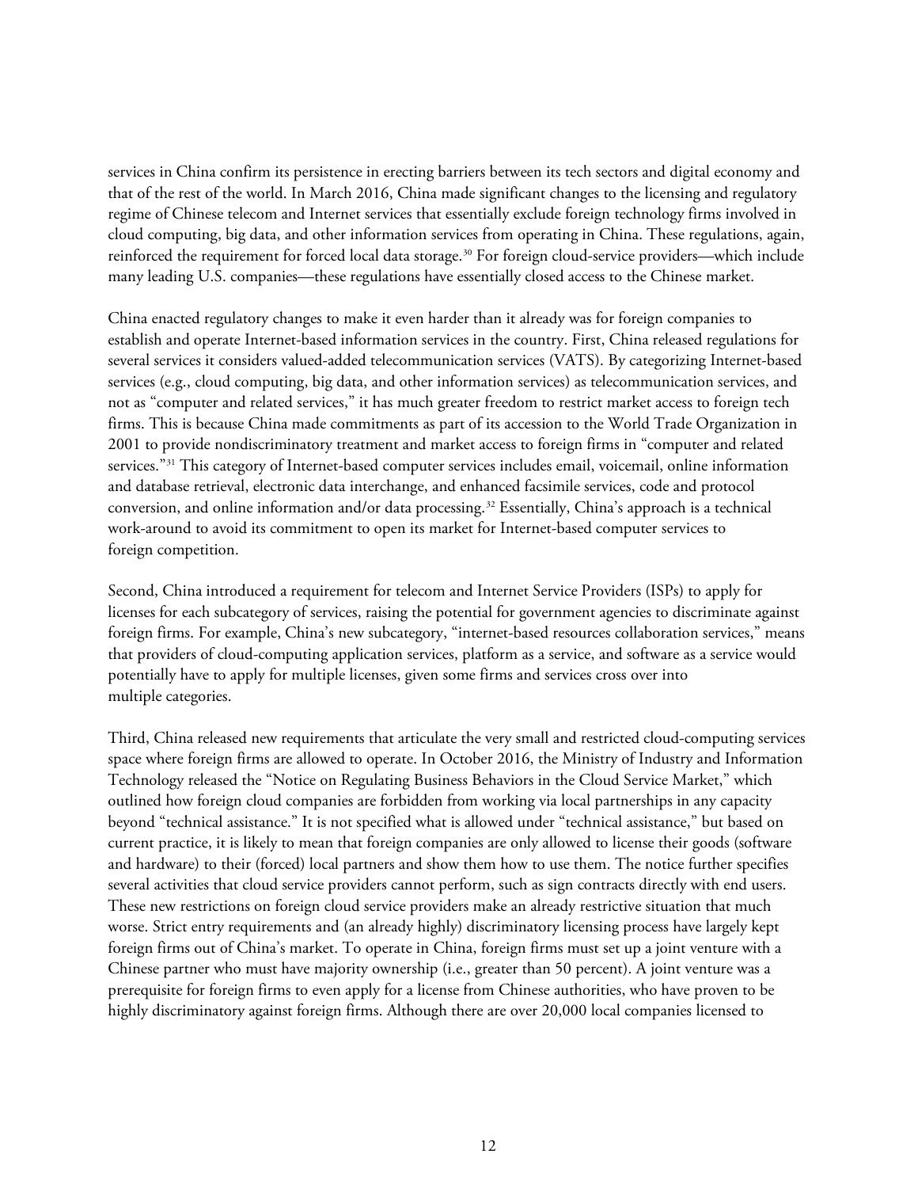services in China confirm its persistence in erecting barriers between its tech sectors and digital economy and that of the rest of the world. In March 2016, China made significant changes to the licensing and regulatory regime of Chinese telecom and Internet services that essentially exclude foreign technology firms involved in cloud computing, big data, and other information services from operating in China. These regulations, again, reinforced the requirement for forced local data storage.[30] For foreign cloud-service providers—which include many leading U.S. companies—these regulations have essentially closed access to the Chinese market.

China enacted regulatory changes to make it even harder than it already was for foreign companies to establish and operate Internet-based information services in the country. First, China released regulations for several services it considers valued-added telecommunication services (VATS). By categorizing Internet-based services (e.g., cloud computing, big data, and other information services) as telecommunication services, and not as "computer and related services," it has much greater freedom to restrict market access to foreign tech firms. This is because China made commitments as part of its accession to the World Trade Organization in 2001 to provide nondiscriminatory treatment and market access to foreign firms in "computer and related services."[31] This category of Internet-based computer services includes email, voicemail, online information and database retrieval, electronic data interchange, and enhanced facsimile services, code and protocol conversion, and online information and/or data processing.[32] Essentially, China's approach is a technical work-around to avoid its commitment to open its market for Internet-based computer services to foreign competition.

Second, China introduced a requirement for telecom and Internet Service Providers (ISPs) to apply for licenses for each subcategory of services, raising the potential for government agencies to discriminate against foreign firms. For example, China's new subcategory, "internet-based resources collaboration services," means that providers of cloud-computing application services, platform as a service, and software as a service would potentially have to apply for multiple licenses, given some firms and services cross over into multiple categories.

Third, China released new requirements that articulate the very small and restricted cloud-computing services space where foreign firms are allowed to operate. In October 2016, the Ministry of Industry and Information Technology released the "Notice on Regulating Business Behaviors in the Cloud Service Market," which outlined how foreign cloud companies are forbidden from working via local partnerships in any capacity beyond "technical assistance." It is not specified what is allowed under "technical assistance," but based on current practice, it is likely to mean that foreign companies are only allowed to license their goods (software and hardware) to their (forced) local partners and show them how to use them. The notice further specifies several activities that cloud service providers cannot perform, such as sign contracts directly with end users. These new restrictions on foreign cloud service providers make an already restrictive situation that much worse. Strict entry requirements and (an already highly) discriminatory licensing process have largely kept foreign firms out of China's market. To operate in China, foreign firms must set up a joint venture with a Chinese partner who must have majority ownership (i.e., greater than 50 percent). A joint venture was a prerequisite for foreign firms to even apply for a license from Chinese authorities, who have proven to be highly discriminatory against foreign firms. Although there are over 20,000 local companies licensed to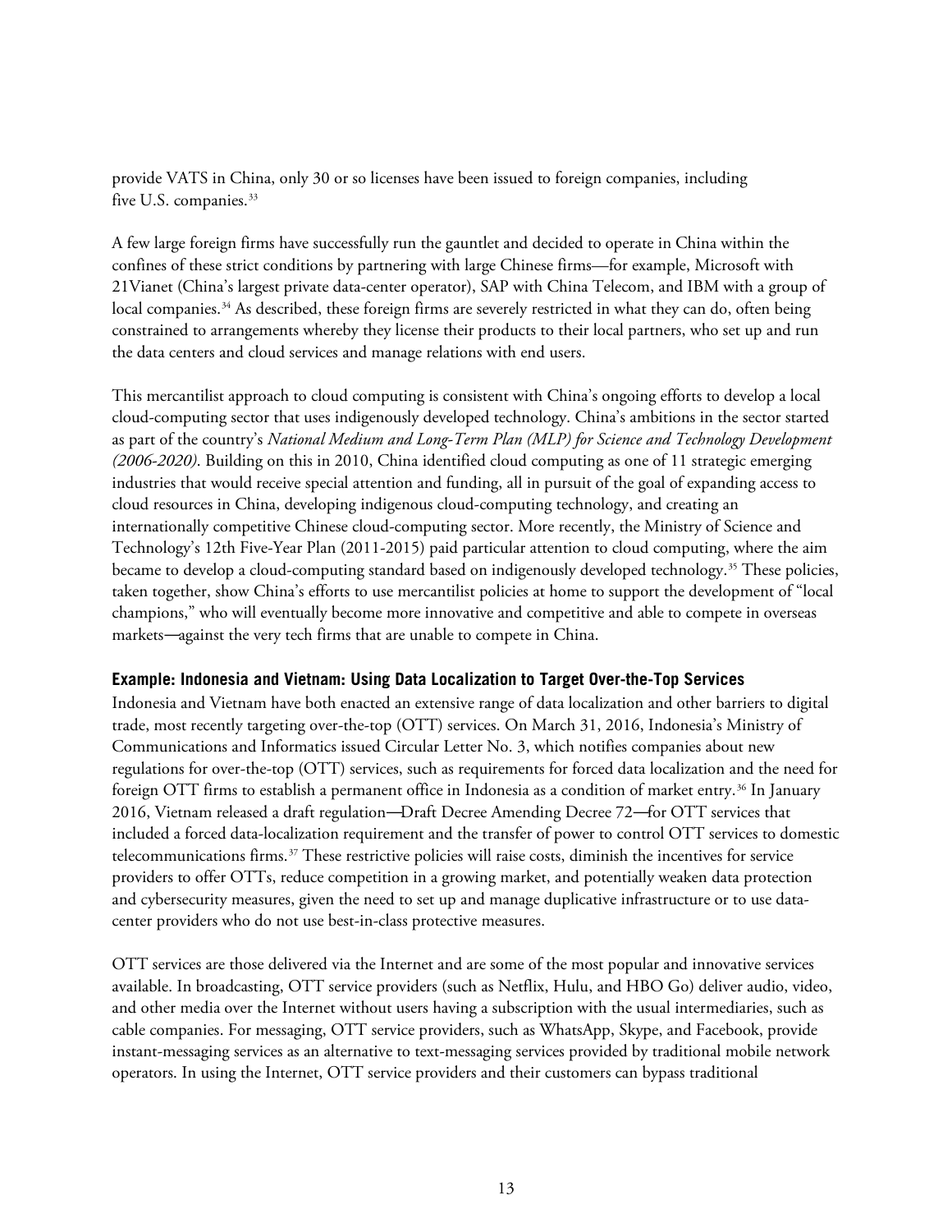provide VATS in China, only 30 or so licenses have been issued to foreign companies, including five U.S. companies.[33]

A few large foreign firms have successfully run the gauntlet and decided to operate in China within the confines of these strict conditions by partnering with large Chinese firms—for example, Microsoft with 21Vianet (China's largest private data-center operator), SAP with China Telecom, and IBM with a group of local companies.[34] As described, these foreign firms are severely restricted in what they can do, often being constrained to arrangements whereby they license their products to their local partners, who set up and run the data centers and cloud services and manage relations with end users.

This mercantilist approach to cloud computing is consistent with China's ongoing efforts to develop a local cloud-computing sector that uses indigenously developed technology. China's ambitions in the sector started as part of the country's *National Medium and Long-Term Plan (MLP) for Science and Technology Development (2006-2020)*. Building on this in 2010, China identified cloud computing as one of 11 strategic emerging industries that would receive special attention and funding, all in pursuit of the goal of expanding access to cloud resources in China, developing indigenous cloud-computing technology, and creating an internationally competitive Chinese cloud-computing sector. More recently, the Ministry of Science and Technology's 12th Five-Year Plan (2011-2015) paid particular attention to cloud computing, where the aim became to develop a cloud-computing standard based on indigenously developed technology.[35] These policies, taken together, show China's efforts to use mercantilist policies at home to support the development of "local champions," who will eventually become more innovative and competitive and able to compete in overseas markets—against the very tech firms that are unable to compete in China.

### Example: Indonesia and Vietnam: Using Data Localization to Target Over-the-Top Services

Indonesia and Vietnam have both enacted an extensive range of data localization and other barriers to digital trade, most recently targeting over-the-top (OTT) services. On March 31, 2016, Indonesia's Ministry of Communications and Informatics issued Circular Letter No. 3, which notifies companies about new regulations for over-the-top (OTT) services, such as requirements for forced data localization and the need for foreign OTT firms to establish a permanent office in Indonesia as a condition of market entry.[36] In January 2016, Vietnam released a draft regulation—Draft Decree Amending Decree 72—for OTT services that included a forced data-localization requirement and the transfer of power to control OTT services to domestic telecommunications firms.[37] These restrictive policies will raise costs, diminish the incentives for service providers to offer OTTs, reduce competition in a growing market, and potentially weaken data protection and cybersecurity measures, given the need to set up and manage duplicative infrastructure or to use data-center providers who do not use best-in-class protective measures.

OTT services are those delivered via the Internet and are some of the most popular and innovative services available. In broadcasting, OTT service providers (such as Netflix, Hulu, and HBO Go) deliver audio, video, and other media over the Internet without users having a subscription with the usual intermediaries, such as cable companies. For messaging, OTT service providers, such as WhatsApp, Skype, and Facebook, provide instant-messaging services as an alternative to text-messaging services provided by traditional mobile network operators. In using the Internet, OTT service providers and their customers can bypass traditional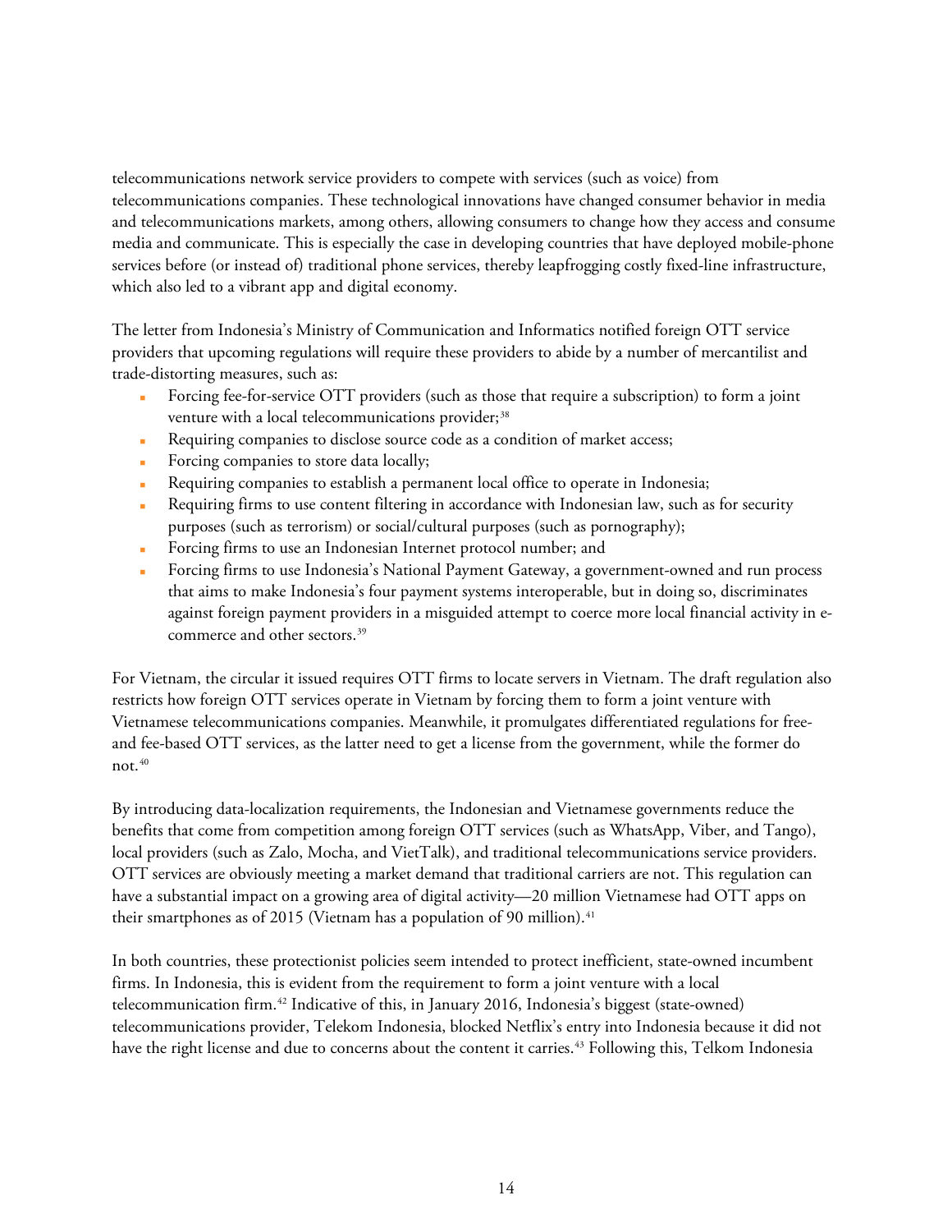telecommunications network service providers to compete with services (such as voice) from telecommunications companies. These technological innovations have changed consumer behavior in media and telecommunications markets, among others, allowing consumers to change how they access and consume media and communicate. This is especially the case in developing countries that have deployed mobile-phone services before (or instead of) traditional phone services, thereby leapfrogging costly fixed-line infrastructure, which also led to a vibrant app and digital economy.

The letter from Indonesia's Ministry of Communication and Informatics notified foreign OTT service providers that upcoming regulations will require these providers to abide by a number of mercantilist and trade-distorting measures, such as:

- Forcing fee-for-service OTT providers (such as those that require a subscription) to form a joint venture with a local telecommunications provider;[38]
- Requiring companies to disclose source code as a condition of market access;
- Forcing companies to store data locally;
- Requiring companies to establish a permanent local office to operate in Indonesia;
- Requiring firms to use content filtering in accordance with Indonesian law, such as for security purposes (such as terrorism) or social/cultural purposes (such as pornography);
- Forcing firms to use an Indonesian Internet protocol number; and
- Forcing firms to use Indonesia's National Payment Gateway, a government-owned and run process that aims to make Indonesia's four payment systems interoperable, but in doing so, discriminates against foreign payment providers in a misguided attempt to coerce more local financial activity in e-commerce and other sectors.[39]

For Vietnam, the circular it issued requires OTT firms to locate servers in Vietnam. The draft regulation also restricts how foreign OTT services operate in Vietnam by forcing them to form a joint venture with Vietnamese telecommunications companies. Meanwhile, it promulgates differentiated regulations for free- and fee-based OTT services, as the latter need to get a license from the government, while the former do not.[40]

By introducing data-localization requirements, the Indonesian and Vietnamese governments reduce the benefits that come from competition among foreign OTT services (such as WhatsApp, Viber, and Tango), local providers (such as Zalo, Mocha, and VietTalk), and traditional telecommunications service providers. OTT services are obviously meeting a market demand that traditional carriers are not. This regulation can have a substantial impact on a growing area of digital activity—20 million Vietnamese had OTT apps on their smartphones as of 2015 (Vietnam has a population of 90 million).[41]

In both countries, these protectionist policies seem intended to protect inefficient, state-owned incumbent firms. In Indonesia, this is evident from the requirement to form a joint venture with a local telecommunication firm.[42] Indicative of this, in January 2016, Indonesia's biggest (state-owned) telecommunications provider, Telekom Indonesia, blocked Netflix's entry into Indonesia because it did not have the right license and due to concerns about the content it carries.[43] Following this, Telkom Indonesia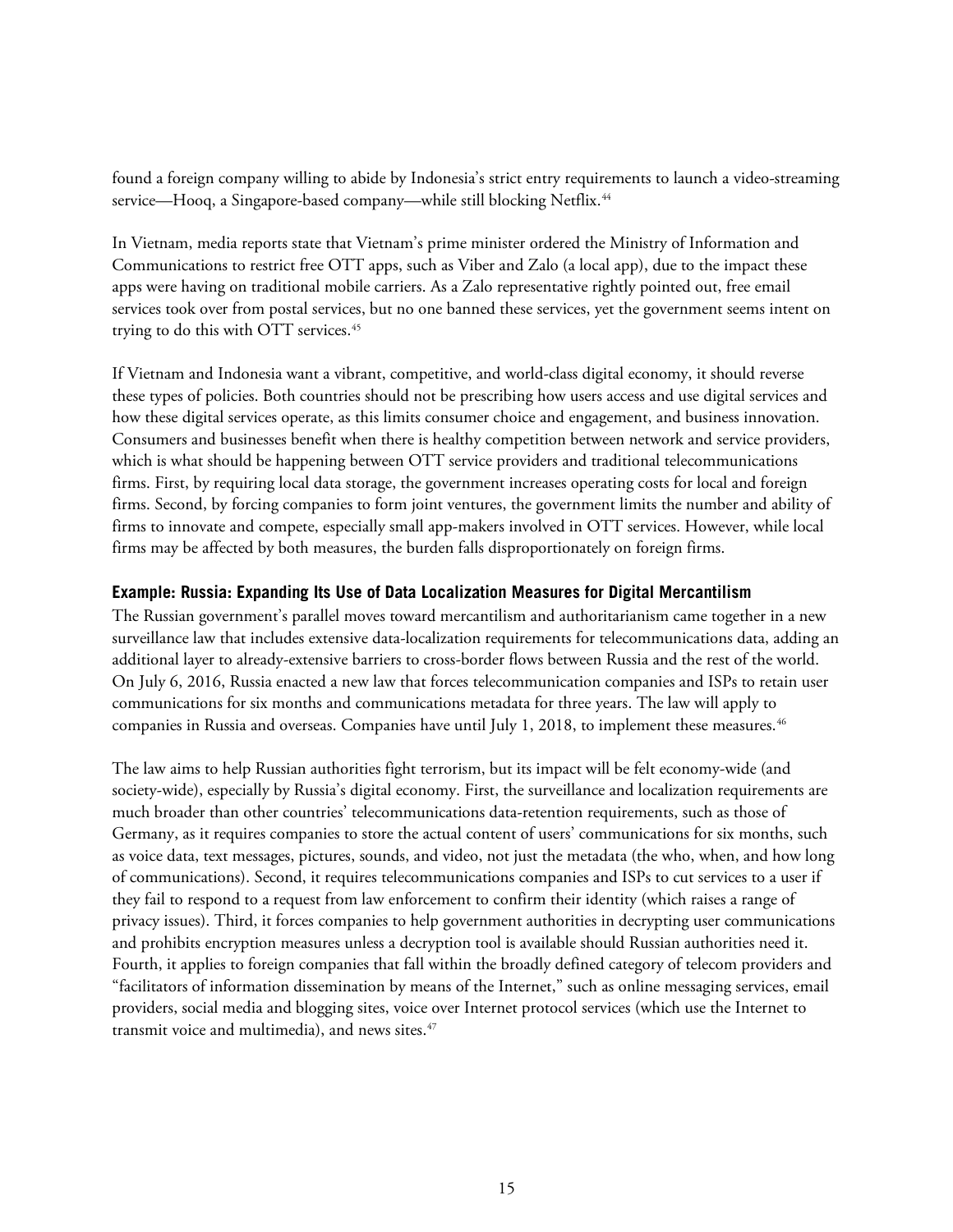found a foreign company willing to abide by Indonesia's strict entry requirements to launch a video-streaming service—Hooq, a Singapore-based company—while still blocking Netflix.[44]

In Vietnam, media reports state that Vietnam's prime minister ordered the Ministry of Information and Communications to restrict free OTT apps, such as Viber and Zalo (a local app), due to the impact these apps were having on traditional mobile carriers. As a Zalo representative rightly pointed out, free email services took over from postal services, but no one banned these services, yet the government seems intent on trying to do this with OTT services.[45]

If Vietnam and Indonesia want a vibrant, competitive, and world-class digital economy, it should reverse these types of policies. Both countries should not be prescribing how users access and use digital services and how these digital services operate, as this limits consumer choice and engagement, and business innovation. Consumers and businesses benefit when there is healthy competition between network and service providers, which is what should be happening between OTT service providers and traditional telecommunications firms. First, by requiring local data storage, the government increases operating costs for local and foreign firms. Second, by forcing companies to form joint ventures, the government limits the number and ability of firms to innovate and compete, especially small app-makers involved in OTT services. However, while local firms may be affected by both measures, the burden falls disproportionately on foreign firms.

### Example: Russia: Expanding Its Use of Data Localization Measures for Digital Mercantilism

The Russian government's parallel moves toward mercantilism and authoritarianism came together in a new surveillance law that includes extensive data-localization requirements for telecommunications data, adding an additional layer to already-extensive barriers to cross-border flows between Russia and the rest of the world. On July 6, 2016, Russia enacted a new law that forces telecommunication companies and ISPs to retain user communications for six months and communications metadata for three years. The law will apply to companies in Russia and overseas. Companies have until July 1, 2018, to implement these measures.[46]

The law aims to help Russian authorities fight terrorism, but its impact will be felt economy-wide (and society-wide), especially by Russia's digital economy. First, the surveillance and localization requirements are much broader than other countries' telecommunications data-retention requirements, such as those of Germany, as it requires companies to store the actual content of users' communications for six months, such as voice data, text messages, pictures, sounds, and video, not just the metadata (the who, when, and how long of communications). Second, it requires telecommunications companies and ISPs to cut services to a user if they fail to respond to a request from law enforcement to confirm their identity (which raises a range of privacy issues). Third, it forces companies to help government authorities in decrypting user communications and prohibits encryption measures unless a decryption tool is available should Russian authorities need it. Fourth, it applies to foreign companies that fall within the broadly defined category of telecom providers and "facilitators of information dissemination by means of the Internet," such as online messaging services, email providers, social media and blogging sites, voice over Internet protocol services (which use the Internet to transmit voice and multimedia), and news sites.[47]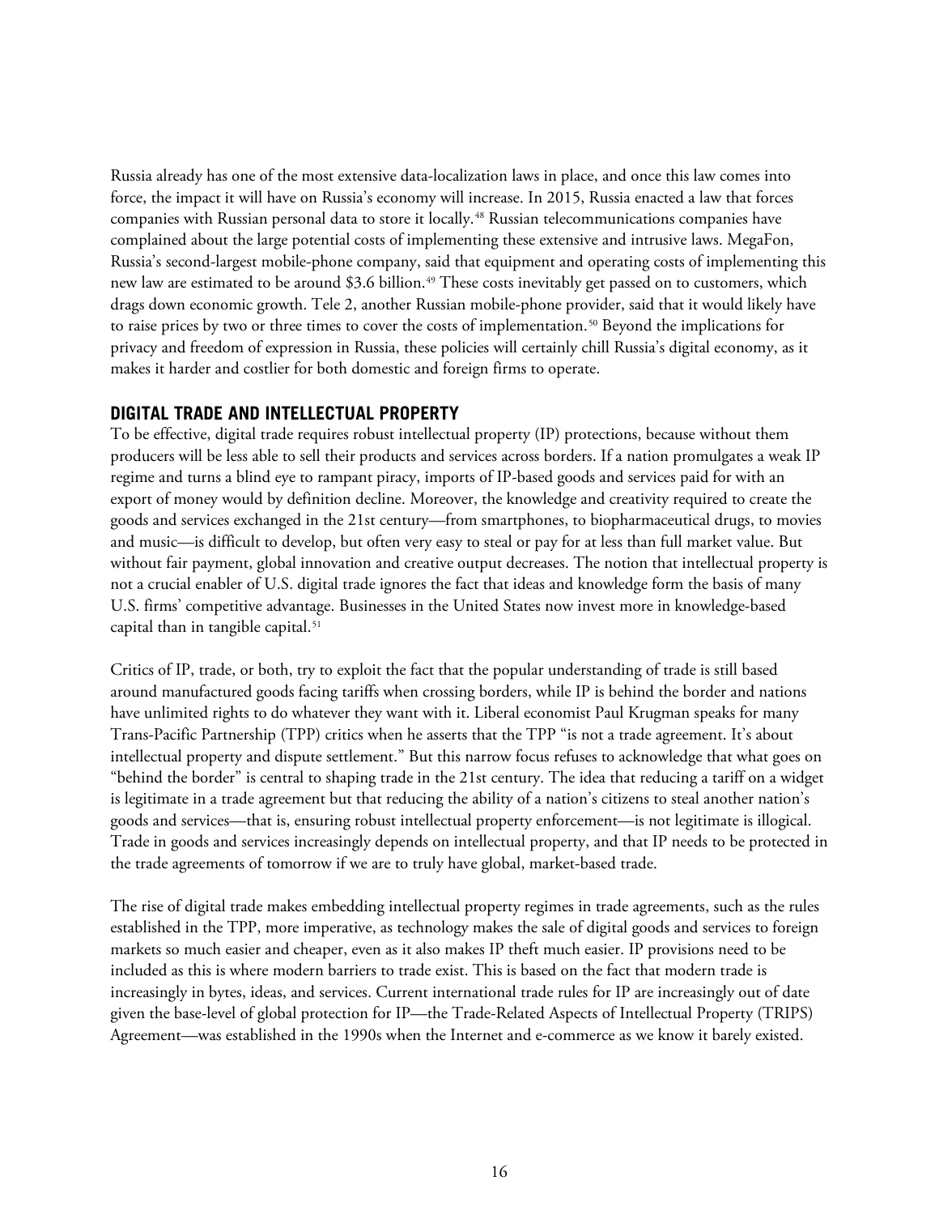Russia already has one of the most extensive data-localization laws in place, and once this law comes into force, the impact it will have on Russia's economy will increase. In 2015, Russia enacted a law that forces companies with Russian personal data to store it locally.[48] Russian telecommunications companies have complained about the large potential costs of implementing these extensive and intrusive laws. MegaFon, Russia's second-largest mobile-phone company, said that equipment and operating costs of implementing this new law are estimated to be around $3.6 billion.[49] These costs inevitably get passed on to customers, which drags down economic growth. Tele 2, another Russian mobile-phone provider, said that it would likely have to raise prices by two or three times to cover the costs of implementation.[50] Beyond the implications for privacy and freedom of expression in Russia, these policies will certainly chill Russia's digital economy, as it makes it harder and costlier for both domestic and foreign firms to operate.

## DIGITAL TRADE AND INTELLECTUAL PROPERTY

To be effective, digital trade requires robust intellectual property (IP) protections, because without them producers will be less able to sell their products and services across borders. If a nation promulgates a weak IP regime and turns a blind eye to rampant piracy, imports of IP-based goods and services paid for with an export of money would by definition decline. Moreover, the knowledge and creativity required to create the goods and services exchanged in the 21st century—from smartphones, to biopharmaceutical drugs, to movies and music—is difficult to develop, but often very easy to steal or pay for at less than full market value. But without fair payment, global innovation and creative output decreases. The notion that intellectual property is not a crucial enabler of U.S. digital trade ignores the fact that ideas and knowledge form the basis of many U.S. firms' competitive advantage. Businesses in the United States now invest more in knowledge-based capital than in tangible capital.[51]

Critics of IP, trade, or both, try to exploit the fact that the popular understanding of trade is still based around manufactured goods facing tariffs when crossing borders, while IP is behind the border and nations have unlimited rights to do whatever they want with it. Liberal economist Paul Krugman speaks for many Trans-Pacific Partnership (TPP) critics when he asserts that the TPP "is not a trade agreement. It's about intellectual property and dispute settlement." But this narrow focus refuses to acknowledge that what goes on "behind the border" is central to shaping trade in the 21st century. The idea that reducing a tariff on a widget is legitimate in a trade agreement but that reducing the ability of a nation's citizens to steal another nation's goods and services—that is, ensuring robust intellectual property enforcement—is not legitimate is illogical. Trade in goods and services increasingly depends on intellectual property, and that IP needs to be protected in the trade agreements of tomorrow if we are to truly have global, market-based trade.

The rise of digital trade makes embedding intellectual property regimes in trade agreements, such as the rules established in the TPP, more imperative, as technology makes the sale of digital goods and services to foreign markets so much easier and cheaper, even as it also makes IP theft much easier. IP provisions need to be included as this is where modern barriers to trade exist. This is based on the fact that modern trade is increasingly in bytes, ideas, and services. Current international trade rules for IP are increasingly out of date given the base-level of global protection for IP—the Trade-Related Aspects of Intellectual Property (TRIPS) Agreement—was established in the 1990s when the Internet and e-commerce as we know it barely existed.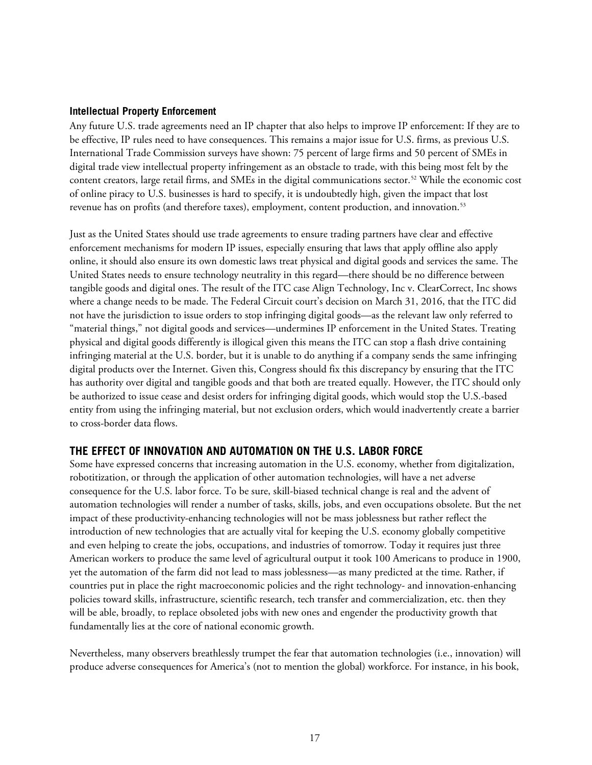### Intellectual Property Enforcement

Any future U.S. trade agreements need an IP chapter that also helps to improve IP enforcement: If they are to be effective, IP rules need to have consequences. This remains a major issue for U.S. firms, as previous U.S. International Trade Commission surveys have shown: 75 percent of large firms and 50 percent of SMEs in digital trade view intellectual property infringement as an obstacle to trade, with this being most felt by the content creators, large retail firms, and SMEs in the digital communications sector.[52] While the economic cost of online piracy to U.S. businesses is hard to specify, it is undoubtedly high, given the impact that lost revenue has on profits (and therefore taxes), employment, content production, and innovation.[53]

Just as the United States should use trade agreements to ensure trading partners have clear and effective enforcement mechanisms for modern IP issues, especially ensuring that laws that apply offline also apply online, it should also ensure its own domestic laws treat physical and digital goods and services the same. The United States needs to ensure technology neutrality in this regard—there should be no difference between tangible goods and digital ones. The result of the ITC case Align Technology, Inc v. ClearCorrect, Inc shows where a change needs to be made. The Federal Circuit court's decision on March 31, 2016, that the ITC did not have the jurisdiction to issue orders to stop infringing digital goods—as the relevant law only referred to "material things," not digital goods and services—undermines IP enforcement in the United States. Treating physical and digital goods differently is illogical given this means the ITC can stop a flash drive containing infringing material at the U.S. border, but it is unable to do anything if a company sends the same infringing digital products over the Internet. Given this, Congress should fix this discrepancy by ensuring that the ITC has authority over digital and tangible goods and that both are treated equally. However, the ITC should only be authorized to issue cease and desist orders for infringing digital goods, which would stop the U.S.-based entity from using the infringing material, but not exclusion orders, which would inadvertently create a barrier to cross-border data flows.

## THE EFFECT OF INNOVATION AND AUTOMATION ON THE U.S. LABOR FORCE

Some have expressed concerns that increasing automation in the U.S. economy, whether from digitalization, robotitization, or through the application of other automation technologies, will have a net adverse consequence for the U.S. labor force. To be sure, skill-biased technical change is real and the advent of automation technologies will render a number of tasks, skills, jobs, and even occupations obsolete. But the net impact of these productivity-enhancing technologies will not be mass joblessness but rather reflect the introduction of new technologies that are actually vital for keeping the U.S. economy globally competitive and even helping to create the jobs, occupations, and industries of tomorrow. Today it requires just three American workers to produce the same level of agricultural output it took 100 Americans to produce in 1900, yet the automation of the farm did not lead to mass joblessness—as many predicted at the time. Rather, if countries put in place the right macroeconomic policies and the right technology- and innovation-enhancing policies toward skills, infrastructure, scientific research, tech transfer and commercialization, etc. then they will be able, broadly, to replace obsoleted jobs with new ones and engender the productivity growth that fundamentally lies at the core of national economic growth.

Nevertheless, many observers breathlessly trumpet the fear that automation technologies (i.e., innovation) will produce adverse consequences for America's (not to mention the global) workforce. For instance, in his book,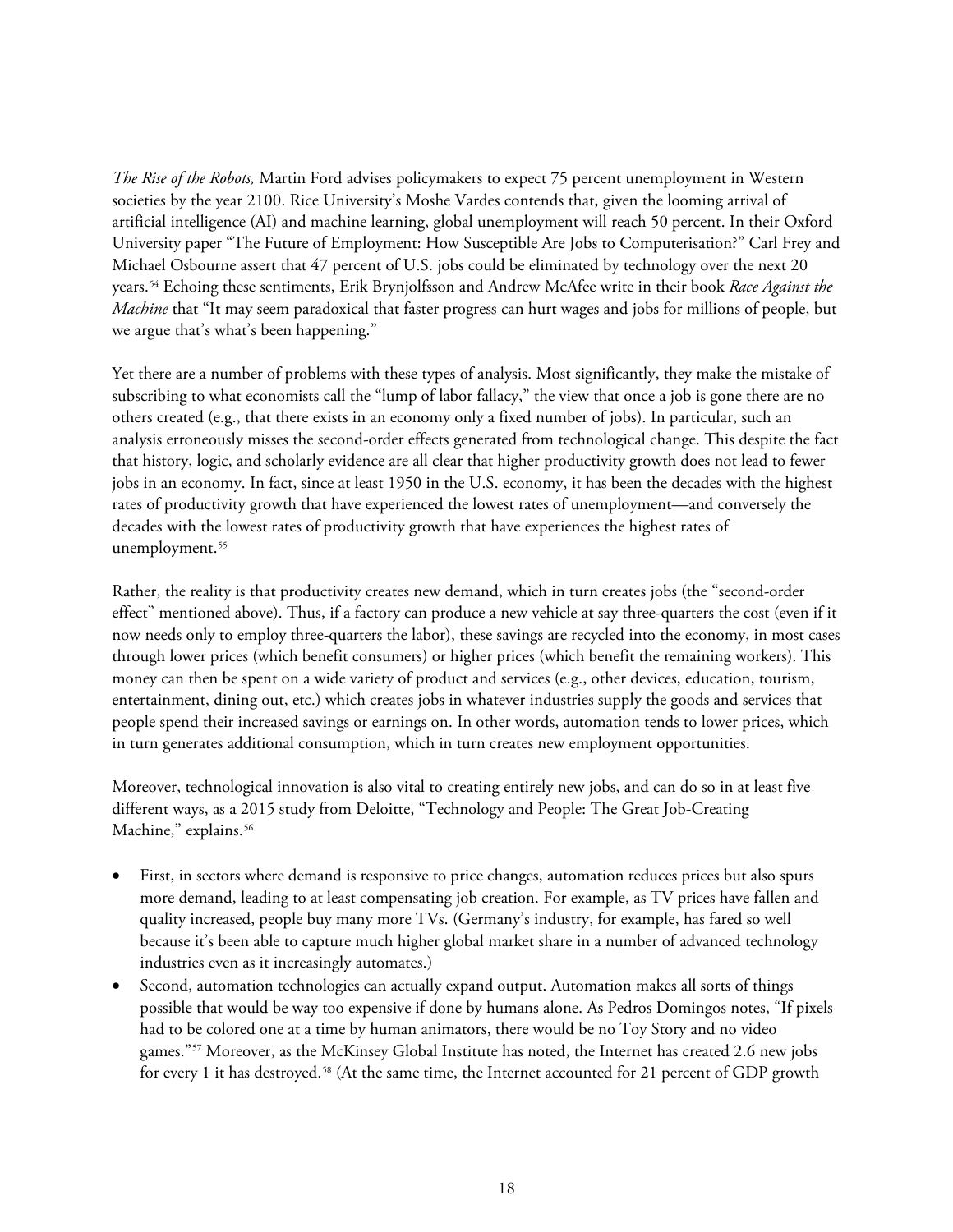*The Rise of the Robots,* Martin Ford advises policymakers to expect 75 percent unemployment in Western societies by the year 2100. Rice University's Moshe Vardes contends that, given the looming arrival of artificial intelligence (AI) and machine learning, global unemployment will reach 50 percent. In their Oxford University paper "The Future of Employment: How Susceptible Are Jobs to Computerisation?" Carl Frey and Michael Osbourne assert that 47 percent of U.S. jobs could be eliminated by technology over the next 20 years.[54] Echoing these sentiments, Erik Brynjolfsson and Andrew McAfee write in their book *Race Against the Machine* that "It may seem paradoxical that faster progress can hurt wages and jobs for millions of people, but we argue that's what's been happening."

Yet there are a number of problems with these types of analysis. Most significantly, they make the mistake of subscribing to what economists call the "lump of labor fallacy," the view that once a job is gone there are no others created (e.g., that there exists in an economy only a fixed number of jobs). In particular, such an analysis erroneously misses the second-order effects generated from technological change. This despite the fact that history, logic, and scholarly evidence are all clear that higher productivity growth does not lead to fewer jobs in an economy. In fact, since at least 1950 in the U.S. economy, it has been the decades with the highest rates of productivity growth that have experienced the lowest rates of unemployment—and conversely the decades with the lowest rates of productivity growth that have experiences the highest rates of unemployment.[55]

Rather, the reality is that productivity creates new demand, which in turn creates jobs (the "second-order effect" mentioned above). Thus, if a factory can produce a new vehicle at say three-quarters the cost (even if it now needs only to employ three-quarters the labor), these savings are recycled into the economy, in most cases through lower prices (which benefit consumers) or higher prices (which benefit the remaining workers). This money can then be spent on a wide variety of product and services (e.g., other devices, education, tourism, entertainment, dining out, etc.) which creates jobs in whatever industries supply the goods and services that people spend their increased savings or earnings on. In other words, automation tends to lower prices, which in turn generates additional consumption, which in turn creates new employment opportunities.

Moreover, technological innovation is also vital to creating entirely new jobs, and can do so in at least five different ways, as a 2015 study from Deloitte, "Technology and People: The Great Job-Creating Machine," explains.[56]

- First, in sectors where demand is responsive to price changes, automation reduces prices but also spurs more demand, leading to at least compensating job creation. For example, as TV prices have fallen and quality increased, people buy many more TVs. (Germany's industry, for example, has fared so well because it's been able to capture much higher global market share in a number of advanced technology industries even as it increasingly automates.)
- Second, automation technologies can actually expand output. Automation makes all sorts of things possible that would be way too expensive if done by humans alone. As Pedros Domingos notes, "If pixels had to be colored one at a time by human animators, there would be no Toy Story and no video games."[57] Moreover, as the McKinsey Global Institute has noted, the Internet has created 2.6 new jobs for every 1 it has destroyed.[58] (At the same time, the Internet accounted for 21 percent of GDP growth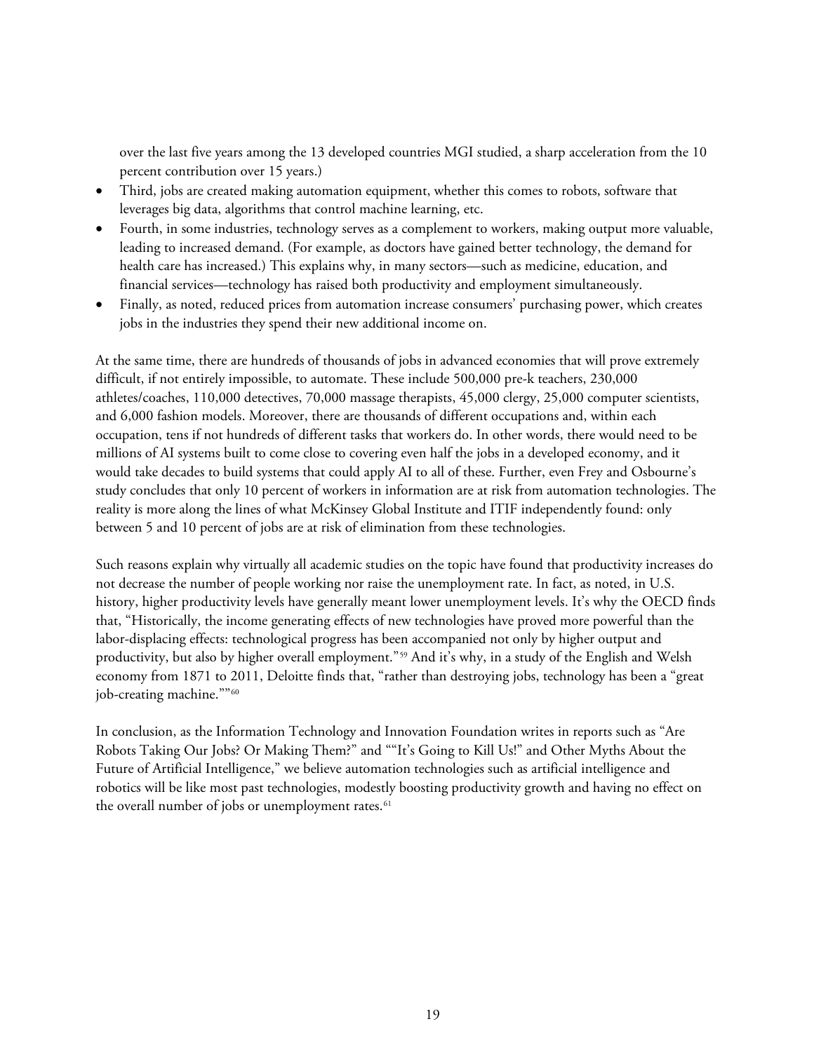over the last five years among the 13 developed countries MGI studied, a sharp acceleration from the 10 percent contribution over 15 years.)

- Third, jobs are created making automation equipment, whether this comes to robots, software that leverages big data, algorithms that control machine learning, etc.
- Fourth, in some industries, technology serves as a complement to workers, making output more valuable, leading to increased demand. (For example, as doctors have gained better technology, the demand for health care has increased.) This explains why, in many sectors—such as medicine, education, and financial services—technology has raised both productivity and employment simultaneously.
- Finally, as noted, reduced prices from automation increase consumers' purchasing power, which creates jobs in the industries they spend their new additional income on.

At the same time, there are hundreds of thousands of jobs in advanced economies that will prove extremely difficult, if not entirely impossible, to automate. These include 500,000 pre-k teachers, 230,000 athletes/coaches, 110,000 detectives, 70,000 massage therapists, 45,000 clergy, 25,000 computer scientists, and 6,000 fashion models. Moreover, there are thousands of different occupations and, within each occupation, tens if not hundreds of different tasks that workers do. In other words, there would need to be millions of AI systems built to come close to covering even half the jobs in a developed economy, and it would take decades to build systems that could apply AI to all of these. Further, even Frey and Osbourne's study concludes that only 10 percent of workers in information are at risk from automation technologies. The reality is more along the lines of what McKinsey Global Institute and ITIF independently found: only between 5 and 10 percent of jobs are at risk of elimination from these technologies.

Such reasons explain why virtually all academic studies on the topic have found that productivity increases do not decrease the number of people working nor raise the unemployment rate. In fact, as noted, in U.S. history, higher productivity levels have generally meant lower unemployment levels. It's why the OECD finds that, "Historically, the income generating effects of new technologies have proved more powerful than the labor-displacing effects: technological progress has been accompanied not only by higher output and productivity, but also by higher overall employment."[59] And it's why, in a study of the English and Welsh economy from 1871 to 2011, Deloitte finds that, "rather than destroying jobs, technology has been a "great job-creating machine.""[60]

In conclusion, as the Information Technology and Innovation Foundation writes in reports such as "Are Robots Taking Our Jobs? Or Making Them?" and ""It's Going to Kill Us!" and Other Myths About the Future of Artificial Intelligence," we believe automation technologies such as artificial intelligence and robotics will be like most past technologies, modestly boosting productivity growth and having no effect on the overall number of jobs or unemployment rates.[61]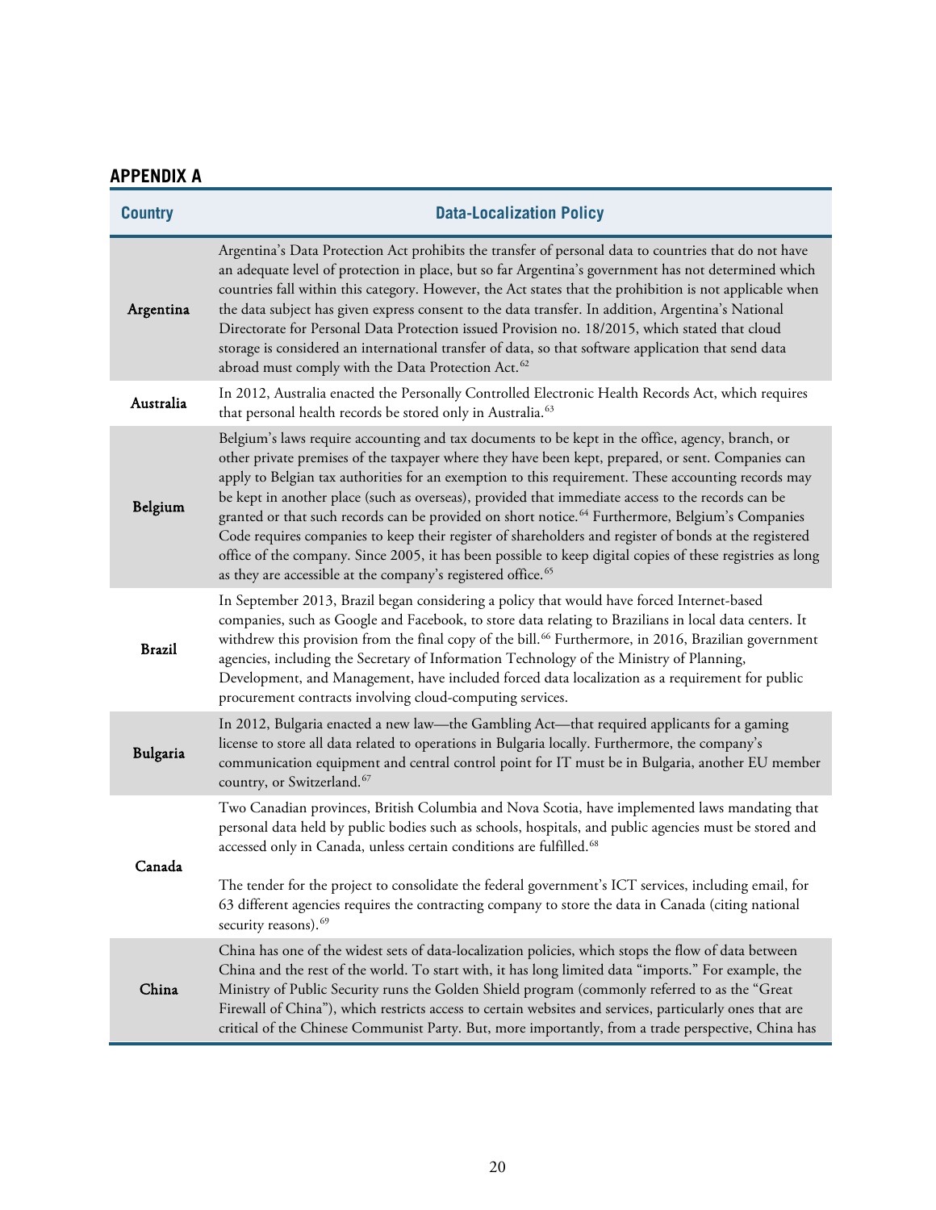## APPENDIX A

| Country | Data-Localization Policy |
|---|---|
| Argentina | Argentina's Data Protection Act prohibits the transfer of personal data to countries that do not have an adequate level of protection in place, but so far Argentina's government has not determined which countries fall within this category. However, the Act states that the prohibition is not applicable when the data subject has given express consent to the data transfer. In addition, Argentina's National Directorate for Personal Data Protection issued Provision no. 18/2015, which stated that cloud storage is considered an international transfer of data, so that software application that send data abroad must comply with the Data Protection Act.[62] |
| Australia | In 2012, Australia enacted the Personally Controlled Electronic Health Records Act, which requires that personal health records be stored only in Australia.[63] |
| Belgium | Belgium's laws require accounting and tax documents to be kept in the office, agency, branch, or other private premises of the taxpayer where they have been kept, prepared, or sent. Companies can apply to Belgian tax authorities for an exemption to this requirement. These accounting records may be kept in another place (such as overseas), provided that immediate access to the records can be granted or that such records can be provided on short notice.[64] Furthermore, Belgium's Companies Code requires companies to keep their register of shareholders and register of bonds at the registered office of the company. Since 2005, it has been possible to keep digital copies of these registries as long as they are accessible at the company's registered office.[65] |
| Brazil | In September 2013, Brazil began considering a policy that would have forced Internet-based companies, such as Google and Facebook, to store data relating to Brazilians in local data centers. It withdrew this provision from the final copy of the bill.[66] Furthermore, in 2016, Brazilian government agencies, including the Secretary of Information Technology of the Ministry of Planning, Development, and Management, have included forced data localization as a requirement for public procurement contracts involving cloud-computing services. |
| Bulgaria | In 2012, Bulgaria enacted a new law—the Gambling Act—that required applicants for a gaming license to store all data related to operations in Bulgaria locally. Furthermore, the company's communication equipment and central control point for IT must be in Bulgaria, another EU member country, or Switzerland.[67] |
| Canada | Two Canadian provinces, British Columbia and Nova Scotia, have implemented laws mandating that personal data held by public bodies such as schools, hospitals, and public agencies must be stored and accessed only in Canada, unless certain conditions are fulfilled.[68]<br><br>The tender for the project to consolidate the federal government's ICT services, including email, for 63 different agencies requires the contracting company to store the data in Canada (citing national security reasons).[69] |
| China | China has one of the widest sets of data-localization policies, which stops the flow of data between China and the rest of the world. To start with, it has long limited data "imports." For example, the Ministry of Public Security runs the Golden Shield program (commonly referred to as the "Great Firewall of China"), which restricts access to certain websites and services, particularly ones that are critical of the Chinese Communist Party. But, more importantly, from a trade perspective, China has |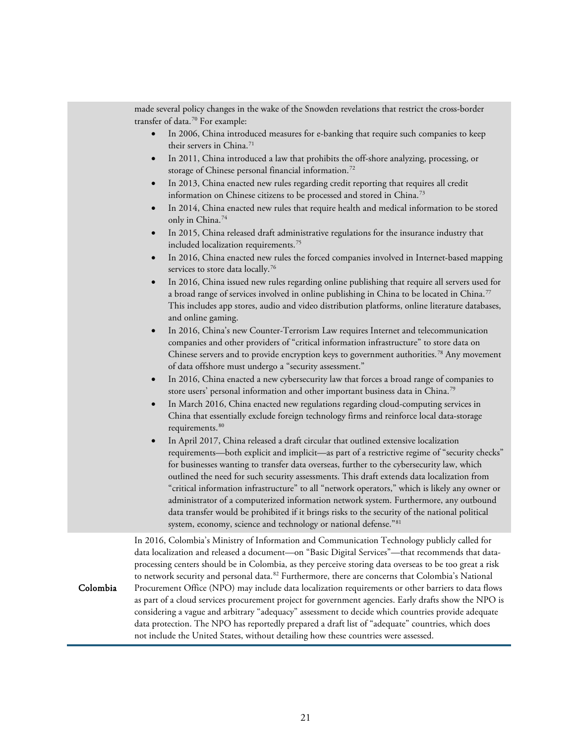| | |
|---|---|
| | made several policy changes in the wake of the Snowden revelations that restrict the cross-border transfer of data.[70] For example:<br>• In 2006, China introduced measures for e-banking that require such companies to keep their servers in China.[71]<br>• In 2011, China introduced a law that prohibits the off-shore analyzing, processing, or storage of Chinese personal financial information.[72]<br>• In 2013, China enacted new rules regarding credit reporting that requires all credit information on Chinese citizens to be processed and stored in China.[73]<br>• In 2014, China enacted new rules that require health and medical information to be stored only in China.[74]<br>• In 2015, China released draft administrative regulations for the insurance industry that included localization requirements.[75]<br>• In 2016, China enacted new rules the forced companies involved in Internet-based mapping services to store data locally.[76]<br>• In 2016, China issued new rules regarding online publishing that require all servers used for a broad range of services involved in online publishing in China to be located in China.[77] This includes app stores, audio and video distribution platforms, online literature databases, and online gaming.<br>• In 2016, China's new Counter-Terrorism Law requires Internet and telecommunication companies and other providers of "critical information infrastructure" to store data on Chinese servers and to provide encryption keys to government authorities.[78] Any movement of data offshore must undergo a "security assessment."<br>• In 2016, China enacted a new cybersecurity law that forces a broad range of companies to store users' personal information and other important business data in China.[79]<br>• In March 2016, China enacted new regulations regarding cloud-computing services in China that essentially exclude foreign technology firms and reinforce local data-storage requirements.[80]<br>• In April 2017, China released a draft circular that outlined extensive localization requirements—both explicit and implicit—as part of a restrictive regime of "security checks" for businesses wanting to transfer data overseas, further to the cybersecurity law, which outlined the need for such security assessments. This draft extends data localization from "critical information infrastructure" to all "network operators," which is likely any owner or administrator of a computerized information network system. Furthermore, any outbound data transfer would be prohibited if it brings risks to the security of the national political system, economy, science and technology or national defense."[81] |
| **Colombia** | In 2016, Colombia's Ministry of Information and Communication Technology publicly called for data localization and released a document—on "Basic Digital Services"—that recommends that data-processing centers should be in Colombia, as they perceive storing data overseas to be too great a risk to network security and personal data.[82] Furthermore, there are concerns that Colombia's National Procurement Office (NPO) may include data localization requirements or other barriers to data flows as part of a cloud services procurement project for government agencies. Early drafts show the NPO is considering a vague and arbitrary "adequacy" assessment to decide which countries provide adequate data protection. The NPO has reportedly prepared a draft list of "adequate" countries, which does not include the United States, without detailing how these countries were assessed. |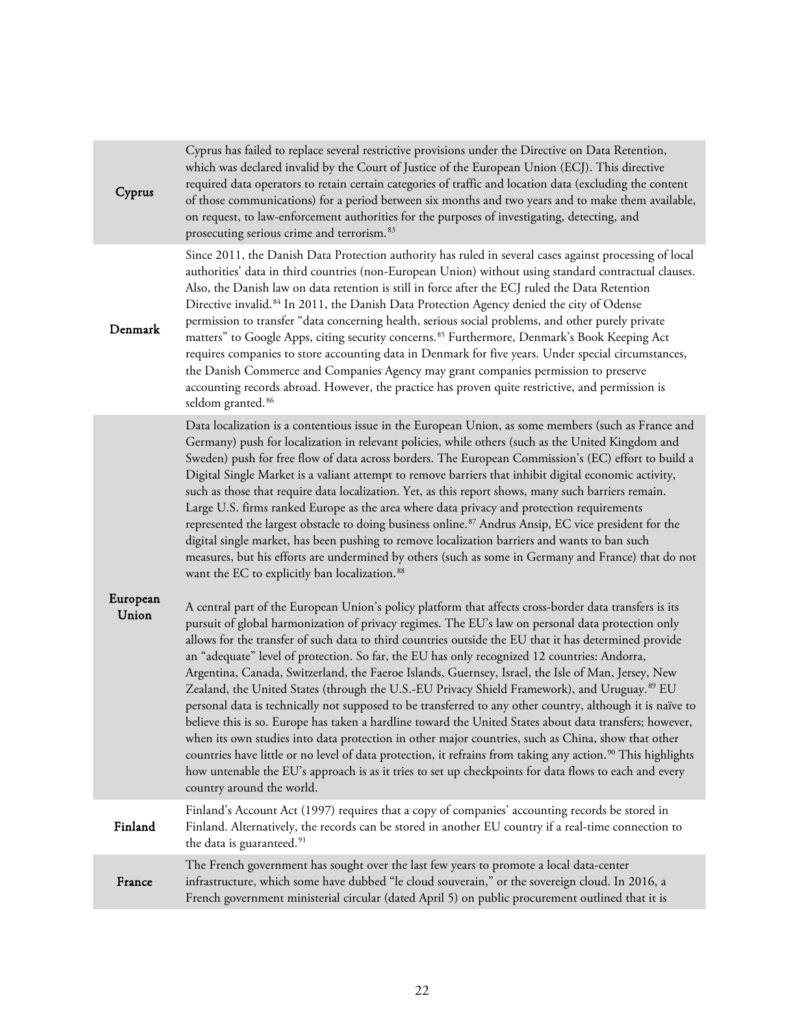| | |
|---|---|
| **Cyprus** | Cyprus has failed to replace several restrictive provisions under the Directive on Data Retention, which was declared invalid by the Court of Justice of the European Union (ECJ). This directive required data operators to retain certain categories of traffic and location data (excluding the content of those communications) for a period between six months and two years and to make them available, on request, to law-enforcement authorities for the purposes of investigating, detecting, and prosecuting serious crime and terrorism.[83] |
| **Denmark** | Since 2011, the Danish Data Protection authority has ruled in several cases against processing of local authorities' data in third countries (non-European Union) without using standard contractual clauses. Also, the Danish law on data retention is still in force after the ECJ ruled the Data Retention Directive invalid.[84] In 2011, the Danish Data Protection Agency denied the city of Odense permission to transfer "data concerning health, serious social problems, and other purely private matters" to Google Apps, citing security concerns.[85] Furthermore, Denmark's Book Keeping Act requires companies to store accounting data in Denmark for five years. Under special circumstances, the Danish Commerce and Companies Agency may grant companies permission to preserve accounting records abroad. However, the practice has proven quite restrictive, and permission is seldom granted.[86] |
| **European Union** | Data localization is a contentious issue in the European Union, as some members (such as France and Germany) push for localization in relevant policies, while others (such as the United Kingdom and Sweden) push for free flow of data across borders. The European Commission's (EC) effort to build a Digital Single Market is a valiant attempt to remove barriers that inhibit digital economic activity, such as those that require data localization. Yet, as this report shows, many such barriers remain. Large U.S. firms ranked Europe as the area where data privacy and protection requirements represented the largest obstacle to doing business online.[87] Andrus Ansip, EC vice president for the digital single market, has been pushing to remove localization barriers and wants to ban such measures, but his efforts are undermined by others (such as some in Germany and France) that do not want the EC to explicitly ban localization.[88]<br><br>A central part of the European Union's policy platform that affects cross-border data transfers is its pursuit of global harmonization of privacy regimes. The EU's law on personal data protection only allows for the transfer of such data to third countries outside the EU that it has determined provide an "adequate" level of protection. So far, the EU has only recognized 12 countries: Andorra, Argentina, Canada, Switzerland, the Faeroe Islands, Guernsey, Israel, the Isle of Man, Jersey, New Zealand, the United States (through the U.S.-EU Privacy Shield Framework), and Uruguay.[89] EU personal data is technically not supposed to be transferred to any other country, although it is naïve to believe this is so. Europe has taken a hardline toward the United States about data transfers; however, when its own studies into data protection in other major countries, such as China, show that other countries have little or no level of data protection, it refrains from taking any action.[90] This highlights how untenable the EU's approach is as it tries to set up checkpoints for data flows to each and every country around the world. |
| **Finland** | Finland's Account Act (1997) requires that a copy of companies' accounting records be stored in Finland. Alternatively, the records can be stored in another EU country if a real-time connection to the data is guaranteed.[91] |
| **France** | The French government has sought over the last few years to promote a local data-center infrastructure, which some have dubbed "le cloud souverain," or the sovereign cloud. In 2016, a French government ministerial circular (dated April 5) on public procurement outlined that it is |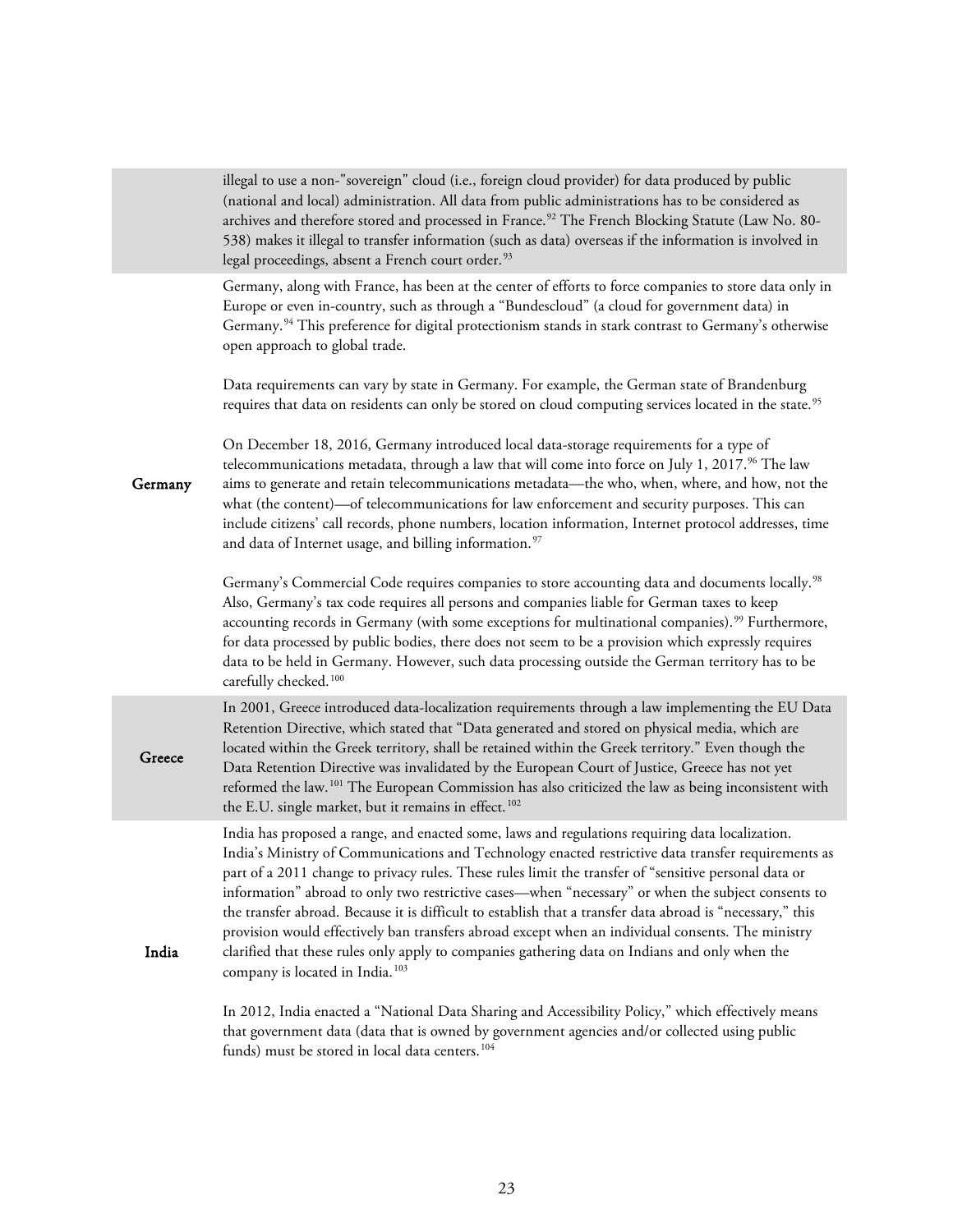| | |
|---|---|
| | illegal to use a non-"sovereign" cloud (i.e., foreign cloud provider) for data produced by public (national and local) administration. All data from public administrations has to be considered as archives and therefore stored and processed in France.[92] The French Blocking Statute (Law No. 80-538) makes it illegal to transfer information (such as data) overseas if the information is involved in legal proceedings, absent a French court order.[93] |
| Germany | Germany, along with France, has been at the center of efforts to force companies to store data only in Europe or even in-country, such as through a "Bundescloud" (a cloud for government data) in Germany.[94] This preference for digital protectionism stands in stark contrast to Germany's otherwise open approach to global trade.<br><br>Data requirements can vary by state in Germany. For example, the German state of Brandenburg requires that data on residents can only be stored on cloud computing services located in the state.[95]<br><br>On December 18, 2016, Germany introduced local data-storage requirements for a type of telecommunications metadata, through a law that will come into force on July 1, 2017.[96] The law aims to generate and retain telecommunications metadata—the who, when, where, and how, not the what (the content)—of telecommunications for law enforcement and security purposes. This can include citizens' call records, phone numbers, location information, Internet protocol addresses, time and data of Internet usage, and billing information.[97]<br><br>Germany's Commercial Code requires companies to store accounting data and documents locally.[98] Also, Germany's tax code requires all persons and companies liable for German taxes to keep accounting records in Germany (with some exceptions for multinational companies).[99] Furthermore, for data processed by public bodies, there does not seem to be a provision which expressly requires data to be held in Germany. However, such data processing outside the German territory has to be carefully checked.[100] |
| Greece | In 2001, Greece introduced data-localization requirements through a law implementing the EU Data Retention Directive, which stated that "Data generated and stored on physical media, which are located within the Greek territory, shall be retained within the Greek territory." Even though the Data Retention Directive was invalidated by the European Court of Justice, Greece has not yet reformed the law.[101] The European Commission has also criticized the law as being inconsistent with the E.U. single market, but it remains in effect.[102] |
| India | India has proposed a range, and enacted some, laws and regulations requiring data localization. India's Ministry of Communications and Technology enacted restrictive data transfer requirements as part of a 2011 change to privacy rules. These rules limit the transfer of "sensitive personal data or information" abroad to only two restrictive cases—when "necessary" or when the subject consents to the transfer abroad. Because it is difficult to establish that a transfer data abroad is "necessary," this provision would effectively ban transfers abroad except when an individual consents. The ministry clarified that these rules only apply to companies gathering data on Indians and only when the company is located in India.[103]<br><br>In 2012, India enacted a "National Data Sharing and Accessibility Policy," which effectively means that government data (data that is owned by government agencies and/or collected using public funds) must be stored in local data centers.[104] |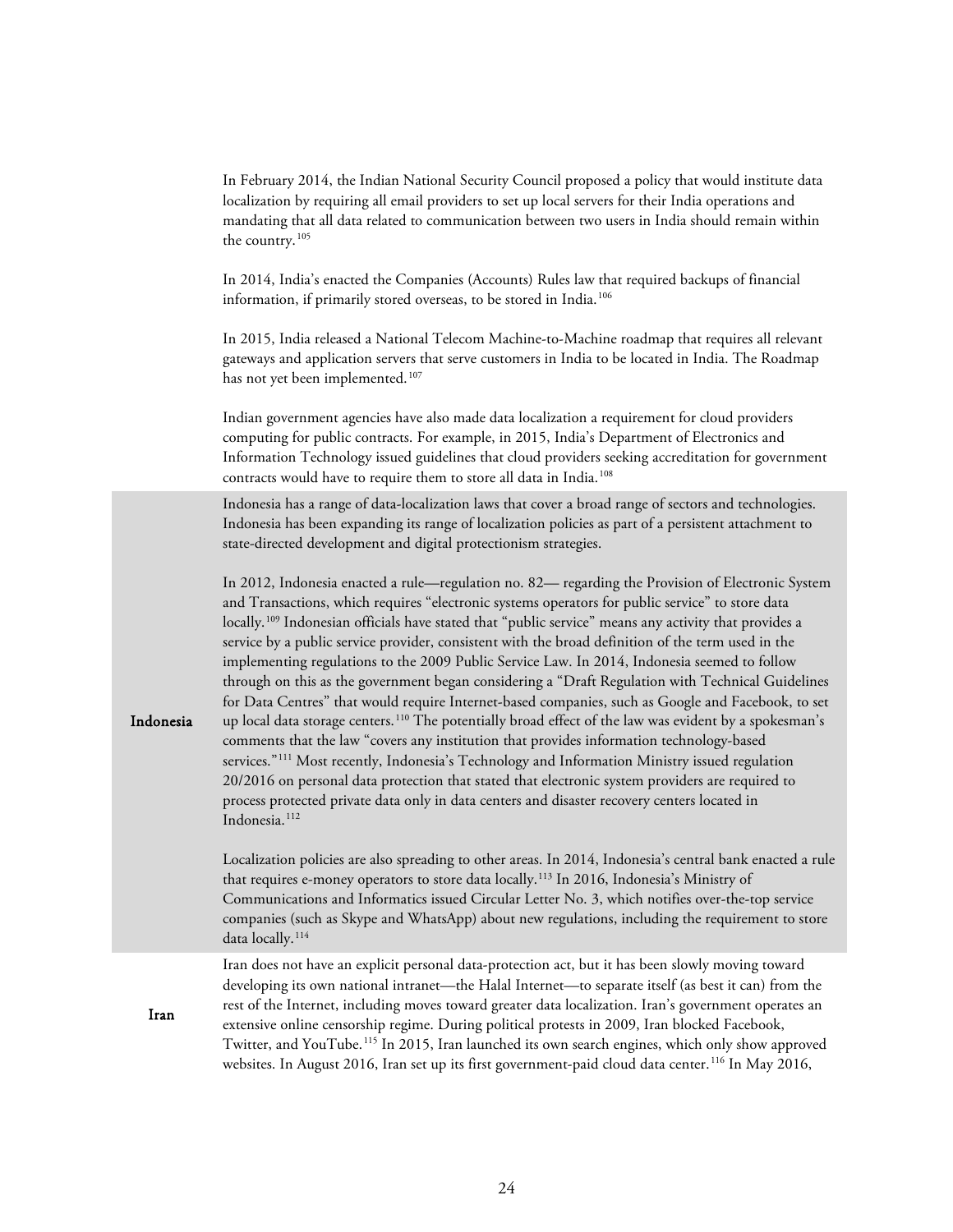| | |
|---|---|
| | In February 2014, the Indian National Security Council proposed a policy that would institute data localization by requiring all email providers to set up local servers for their India operations and mandating that all data related to communication between two users in India should remain within the country.[105]<br><br>In 2014, India's enacted the Companies (Accounts) Rules law that required backups of financial information, if primarily stored overseas, to be stored in India.[106]<br><br>In 2015, India released a National Telecom Machine-to-Machine roadmap that requires all relevant gateways and application servers that serve customers in India to be located in India. The Roadmap has not yet been implemented.[107]<br><br>Indian government agencies have also made data localization a requirement for cloud providers computing for public contracts. For example, in 2015, India's Department of Electronics and Information Technology issued guidelines that cloud providers seeking accreditation for government contracts would have to require them to store all data in India.[108] |
| **Indonesia** | Indonesia has a range of data-localization laws that cover a broad range of sectors and technologies. Indonesia has been expanding its range of localization policies as part of a persistent attachment to state-directed development and digital protectionism strategies.<br><br>In 2012, Indonesia enacted a rule—regulation no. 82— regarding the Provision of Electronic System and Transactions, which requires "electronic systems operators for public service" to store data locally.[109] Indonesian officials have stated that "public service" means any activity that provides a service by a public service provider, consistent with the broad definition of the term used in the implementing regulations to the 2009 Public Service Law. In 2014, Indonesia seemed to follow through on this as the government began considering a "Draft Regulation with Technical Guidelines for Data Centres" that would require Internet-based companies, such as Google and Facebook, to set up local data storage centers.[110] The potentially broad effect of the law was evident by a spokesman's comments that the law "covers any institution that provides information technology-based services."[111] Most recently, Indonesia's Technology and Information Ministry issued regulation 20/2016 on personal data protection that stated that electronic system providers are required to process protected private data only in data centers and disaster recovery centers located in Indonesia.[112]<br><br>Localization policies are also spreading to other areas. In 2014, Indonesia's central bank enacted a rule that requires e-money operators to store data locally.[113] In 2016, Indonesia's Ministry of Communications and Informatics issued Circular Letter No. 3, which notifies over-the-top service companies (such as Skype and WhatsApp) about new regulations, including the requirement to store data locally.[114] |
| **Iran** | Iran does not have an explicit personal data-protection act, but it has been slowly moving toward developing its own national intranet—the Halal Internet—to separate itself (as best it can) from the rest of the Internet, including moves toward greater data localization. Iran's government operates an extensive online censorship regime. During political protests in 2009, Iran blocked Facebook, Twitter, and YouTube.[115] In 2015, Iran launched its own search engines, which only show approved websites. In August 2016, Iran set up its first government-paid cloud data center.[116] In May 2016, |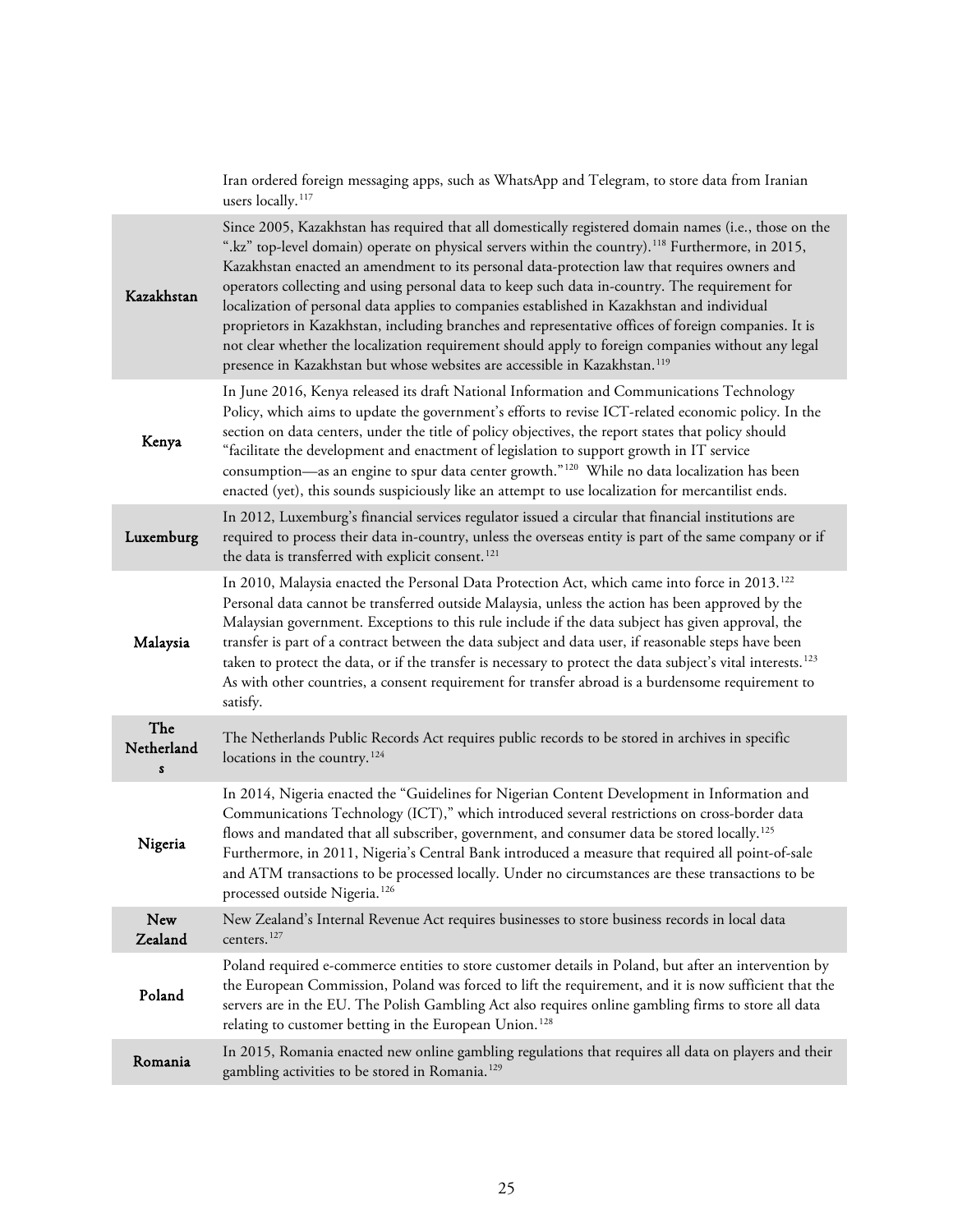| | |
|---|---|
| | Iran ordered foreign messaging apps, such as WhatsApp and Telegram, to store data from Iranian users locally.[117] |
| Kazakhstan | Since 2005, Kazakhstan has required that all domestically registered domain names (i.e., those on the ".kz" top-level domain) operate on physical servers within the country).[118] Furthermore, in 2015, Kazakhstan enacted an amendment to its personal data-protection law that requires owners and operators collecting and using personal data to keep such data in-country. The requirement for localization of personal data applies to companies established in Kazakhstan and individual proprietors in Kazakhstan, including branches and representative offices of foreign companies. It is not clear whether the localization requirement should apply to foreign companies without any legal presence in Kazakhstan but whose websites are accessible in Kazakhstan.[119] |
| Kenya | In June 2016, Kenya released its draft National Information and Communications Technology Policy, which aims to update the government's efforts to revise ICT-related economic policy. In the section on data centers, under the title of policy objectives, the report states that policy should "facilitate the development and enactment of legislation to support growth in IT service consumption—as an engine to spur data center growth."[120] While no data localization has been enacted (yet), this sounds suspiciously like an attempt to use localization for mercantilist ends. |
| Luxemburg | In 2012, Luxemburg's financial services regulator issued a circular that financial institutions are required to process their data in-country, unless the overseas entity is part of the same company or if the data is transferred with explicit consent.[121] |
| Malaysia | In 2010, Malaysia enacted the Personal Data Protection Act, which came into force in 2013.[122] Personal data cannot be transferred outside Malaysia, unless the action has been approved by the Malaysian government. Exceptions to this rule include if the data subject has given approval, the transfer is part of a contract between the data subject and data user, if reasonable steps have been taken to protect the data, or if the transfer is necessary to protect the data subject's vital interests.[123] As with other countries, a consent requirement for transfer abroad is a burdensome requirement to satisfy. |
| The Netherlands | The Netherlands Public Records Act requires public records to be stored in archives in specific locations in the country.[124] |
| Nigeria | In 2014, Nigeria enacted the "Guidelines for Nigerian Content Development in Information and Communications Technology (ICT)," which introduced several restrictions on cross-border data flows and mandated that all subscriber, government, and consumer data be stored locally.[125] Furthermore, in 2011, Nigeria's Central Bank introduced a measure that required all point-of-sale and ATM transactions to be processed locally. Under no circumstances are these transactions to be processed outside Nigeria.[126] |
| New Zealand | New Zealand's Internal Revenue Act requires businesses to store business records in local data centers.[127] |
| Poland | Poland required e-commerce entities to store customer details in Poland, but after an intervention by the European Commission, Poland was forced to lift the requirement, and it is now sufficient that the servers are in the EU. The Polish Gambling Act also requires online gambling firms to store all data relating to customer betting in the European Union.[128] |
| Romania | In 2015, Romania enacted new online gambling regulations that requires all data on players and their gambling activities to be stored in Romania.[129] |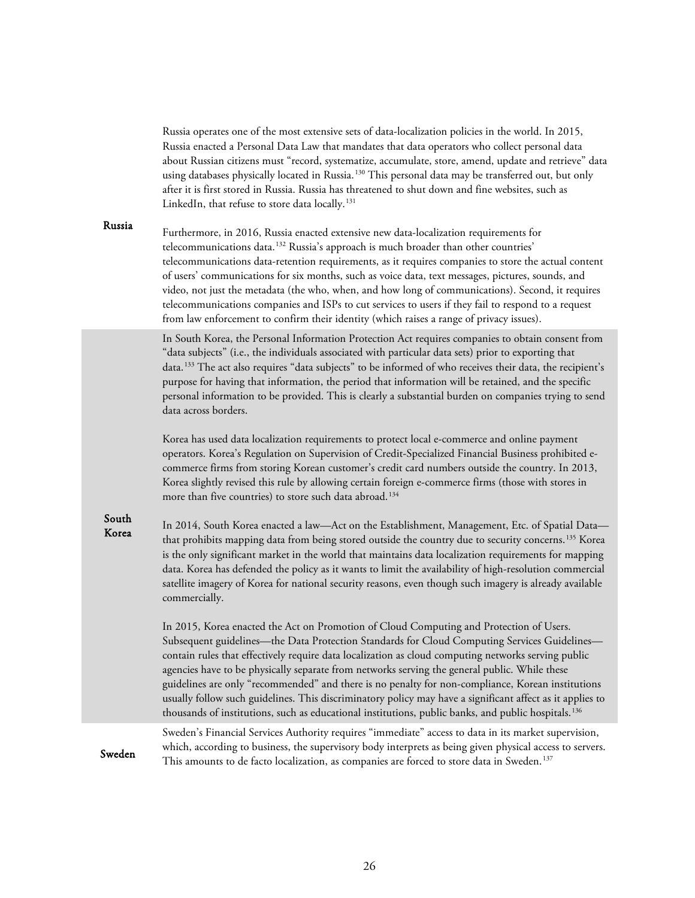| | |
|---|---|
| **Russia** | Russia operates one of the most extensive sets of data-localization policies in the world. In 2015, Russia enacted a Personal Data Law that mandates that data operators who collect personal data about Russian citizens must "record, systematize, accumulate, store, amend, update and retrieve" data using databases physically located in Russia.[130] This personal data may be transferred out, but only after it is first stored in Russia. Russia has threatened to shut down and fine websites, such as LinkedIn, that refuse to store data locally.[131]<br><br>Furthermore, in 2016, Russia enacted extensive new data-localization requirements for telecommunications data.[132] Russia's approach is much broader than other countries' telecommunications data-retention requirements, as it requires companies to store the actual content of users' communications for six months, such as voice data, text messages, pictures, sounds, and video, not just the metadata (the who, when, and how long of communications). Second, it requires telecommunications companies and ISPs to cut services to users if they fail to respond to a request from law enforcement to confirm their identity (which raises a range of privacy issues). |
| **South Korea** | In South Korea, the Personal Information Protection Act requires companies to obtain consent from "data subjects" (i.e., the individuals associated with particular data sets) prior to exporting that data.[133] The act also requires "data subjects" to be informed of who receives their data, the recipient's purpose for having that information, the period that information will be retained, and the specific personal information to be provided. This is clearly a substantial burden on companies trying to send data across borders.<br><br>Korea has used data localization requirements to protect local e-commerce and online payment operators. Korea's Regulation on Supervision of Credit-Specialized Financial Business prohibited e-commerce firms from storing Korean customer's credit card numbers outside the country. In 2013, Korea slightly revised this rule by allowing certain foreign e-commerce firms (those with stores in more than five countries) to store such data abroad.[134]<br><br>In 2014, South Korea enacted a law—Act on the Establishment, Management, Etc. of Spatial Data—that prohibits mapping data from being stored outside the country due to security concerns.[135] Korea is the only significant market in the world that maintains data localization requirements for mapping data. Korea has defended the policy as it wants to limit the availability of high-resolution commercial satellite imagery of Korea for national security reasons, even though such imagery is already available commercially.<br><br>In 2015, Korea enacted the Act on Promotion of Cloud Computing and Protection of Users. Subsequent guidelines—the Data Protection Standards for Cloud Computing Services Guidelines—contain rules that effectively require data localization as cloud computing networks serving public agencies have to be physically separate from networks serving the general public. While these guidelines are only "recommended" and there is no penalty for non-compliance, Korean institutions usually follow such guidelines. This discriminatory policy may have a significant affect as it applies to thousands of institutions, such as educational institutions, public banks, and public hospitals.[136] |
| **Sweden** | Sweden's Financial Services Authority requires "immediate" access to data in its market supervision, which, according to business, the supervisory body interprets as being given physical access to servers. This amounts to de facto localization, as companies are forced to store data in Sweden.[137] |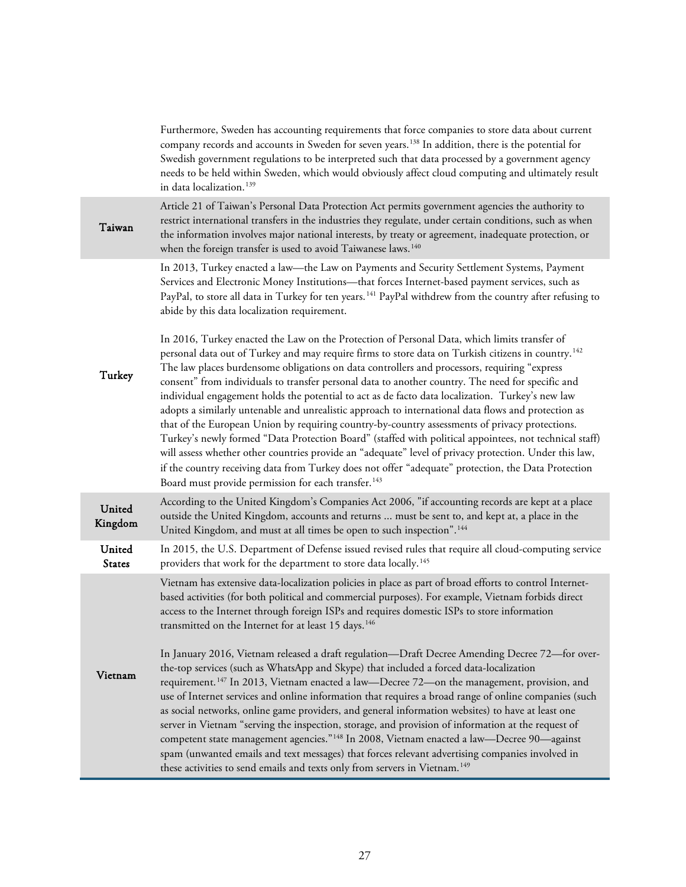| | |
|---|---|
| | Furthermore, Sweden has accounting requirements that force companies to store data about current company records and accounts in Sweden for seven years.[138] In addition, there is the potential for Swedish government regulations to be interpreted such that data processed by a government agency needs to be held within Sweden, which would obviously affect cloud computing and ultimately result in data localization.[139] |
| **Taiwan** | Article 21 of Taiwan's Personal Data Protection Act permits government agencies the authority to restrict international transfers in the industries they regulate, under certain conditions, such as when the information involves major national interests, by treaty or agreement, inadequate protection, or when the foreign transfer is used to avoid Taiwanese laws.[140] |
| **Turkey** | In 2013, Turkey enacted a law—the Law on Payments and Security Settlement Systems, Payment Services and Electronic Money Institutions—that forces Internet-based payment services, such as PayPal, to store all data in Turkey for ten years.[141] PayPal withdrew from the country after refusing to abide by this data localization requirement.<br><br>In 2016, Turkey enacted the Law on the Protection of Personal Data, which limits transfer of personal data out of Turkey and may require firms to store data on Turkish citizens in country.[142] The law places burdensome obligations on data controllers and processors, requiring "express consent" from individuals to transfer personal data to another country. The need for specific and individual engagement holds the potential to act as de facto data localization. Turkey's new law adopts a similarly untenable and unrealistic approach to international data flows and protection as that of the European Union by requiring country-by-country assessments of privacy protections. Turkey's newly formed "Data Protection Board" (staffed with political appointees, not technical staff) will assess whether other countries provide an "adequate" level of privacy protection. Under this law, if the country receiving data from Turkey does not offer "adequate" protection, the Data Protection Board must provide permission for each transfer.[143] |
| **United Kingdom** | According to the United Kingdom's Companies Act 2006, "if accounting records are kept at a place outside the United Kingdom, accounts and returns ... must be sent to, and kept at, a place in the United Kingdom, and must at all times be open to such inspection".[144] |
| **United States** | In 2015, the U.S. Department of Defense issued revised rules that require all cloud-computing service providers that work for the department to store data locally.[145] |
| **Vietnam** | Vietnam has extensive data-localization policies in place as part of broad efforts to control Internet-based activities (for both political and commercial purposes). For example, Vietnam forbids direct access to the Internet through foreign ISPs and requires domestic ISPs to store information transmitted on the Internet for at least 15 days.[146]<br><br>In January 2016, Vietnam released a draft regulation—Draft Decree Amending Decree 72—for over-the-top services (such as WhatsApp and Skype) that included a forced data-localization requirement.[147] In 2013, Vietnam enacted a law—Decree 72—on the management, provision, and use of Internet services and online information that requires a broad range of online companies (such as social networks, online game providers, and general information websites) to have at least one server in Vietnam "serving the inspection, storage, and provision of information at the request of competent state management agencies."[148] In 2008, Vietnam enacted a law—Decree 90—against spam (unwanted emails and text messages) that forces relevant advertising companies involved in these activities to send emails and texts only from servers in Vietnam.[149] |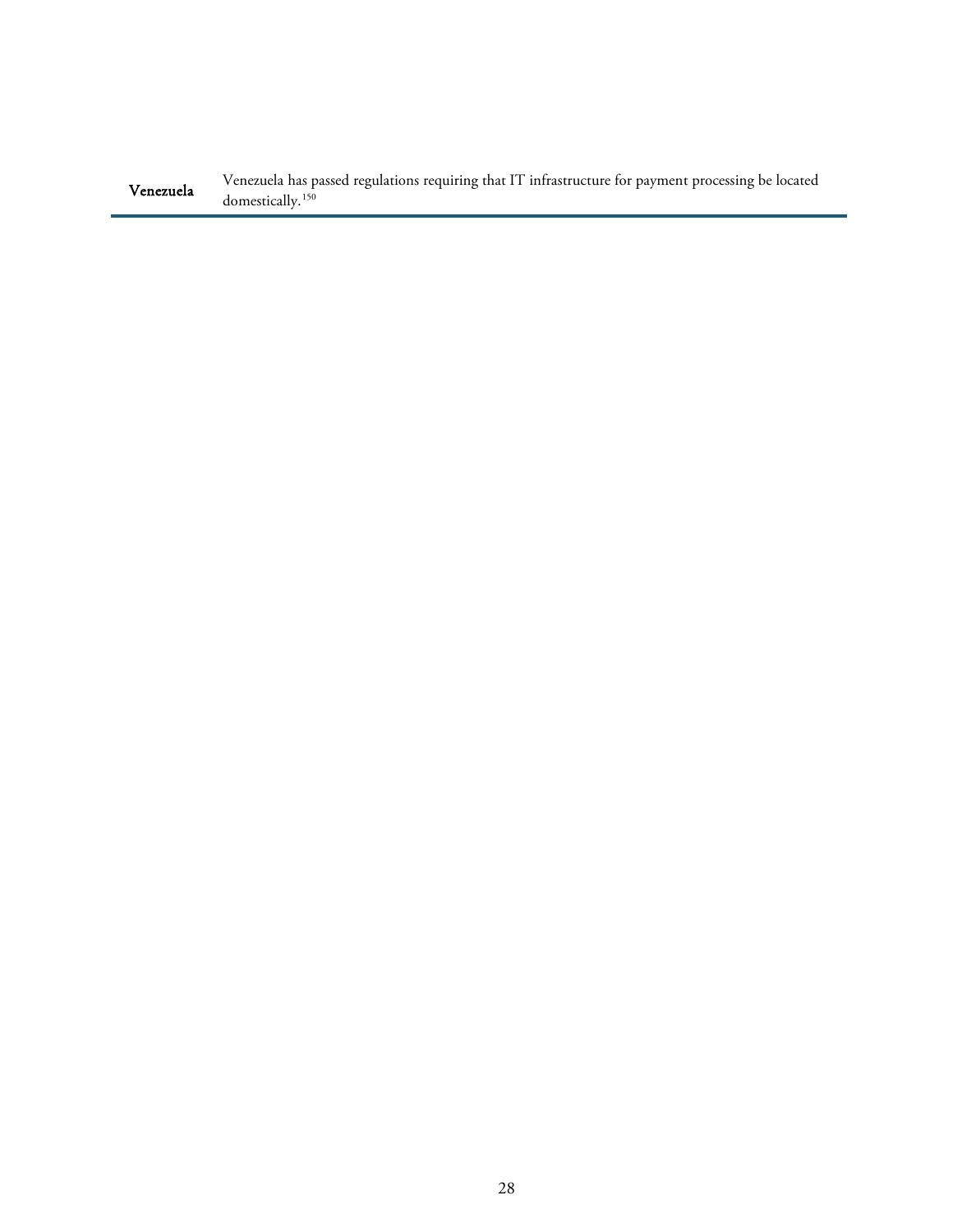| | |
|---|---|
| **Venezuela** | Venezuela has passed regulations requiring that IT infrastructure for payment processing be located domestically.[150] |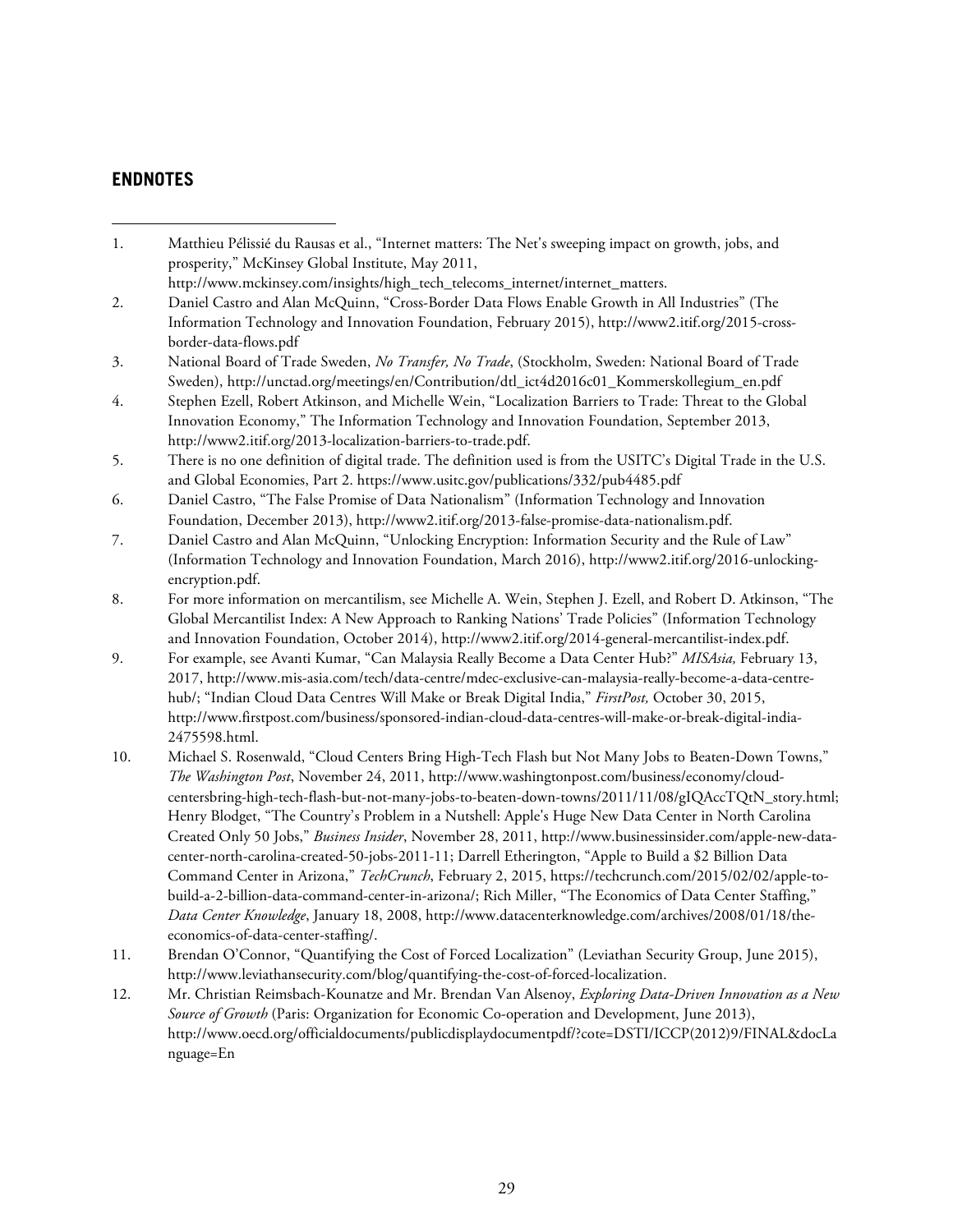## ENDNOTES

1. Matthieu Pélissié du Rausas et al., "Internet matters: The Net's sweeping impact on growth, jobs, and prosperity," McKinsey Global Institute, May 2011, http://www.mckinsey.com/insights/high_tech_telecoms_internet/internet_matters.
2. Daniel Castro and Alan McQuinn, "Cross-Border Data Flows Enable Growth in All Industries" (The Information Technology and Innovation Foundation, February 2015), http://www2.itif.org/2015-cross-border-data-flows.pdf
3. National Board of Trade Sweden, *No Transfer, No Trade*, (Stockholm, Sweden: National Board of Trade Sweden), http://unctad.org/meetings/en/Contribution/dtl_ict4d2016c01_Kommerskollegium_en.pdf
4. Stephen Ezell, Robert Atkinson, and Michelle Wein, "Localization Barriers to Trade: Threat to the Global Innovation Economy," The Information Technology and Innovation Foundation, September 2013, http://www2.itif.org/2013-localization-barriers-to-trade.pdf.
5. There is no one definition of digital trade. The definition used is from the USITC's Digital Trade in the U.S. and Global Economies, Part 2. https://www.usitc.gov/publications/332/pub4485.pdf
6. Daniel Castro, "The False Promise of Data Nationalism" (Information Technology and Innovation Foundation, December 2013), http://www2.itif.org/2013-false-promise-data-nationalism.pdf.
7. Daniel Castro and Alan McQuinn, "Unlocking Encryption: Information Security and the Rule of Law" (Information Technology and Innovation Foundation, March 2016), http://www2.itif.org/2016-unlocking-encryption.pdf.
8. For more information on mercantilism, see Michelle A. Wein, Stephen J. Ezell, and Robert D. Atkinson, "The Global Mercantilist Index: A New Approach to Ranking Nations' Trade Policies" (Information Technology and Innovation Foundation, October 2014), http://www2.itif.org/2014-general-mercantilist-index.pdf.
9. For example, see Avanti Kumar, "Can Malaysia Really Become a Data Center Hub?" *MISAsia,* February 13, 2017, http://www.mis-asia.com/tech/data-centre/mdec-exclusive-can-malaysia-really-become-a-data-centre-hub/; "Indian Cloud Data Centres Will Make or Break Digital India," *FirstPost,* October 30, 2015, http://www.firstpost.com/business/sponsored-indian-cloud-data-centres-will-make-or-break-digital-india-2475598.html.
10. Michael S. Rosenwald, "Cloud Centers Bring High-Tech Flash but Not Many Jobs to Beaten-Down Towns," *The Washington Post*, November 24, 2011, http://www.washingtonpost.com/business/economy/cloud-centersbring-high-tech-flash-but-not-many-jobs-to-beaten-down-towns/2011/11/08/gIQAccTQtN_story.html; Henry Blodget, "The Country's Problem in a Nutshell: Apple's Huge New Data Center in North Carolina Created Only 50 Jobs," *Business Insider*, November 28, 2011, http://www.businessinsider.com/apple-new-data-center-north-carolina-created-50-jobs-2011-11; Darrell Etherington, "Apple to Build a $2 Billion Data Command Center in Arizona," *TechCrunch*, February 2, 2015, https://techcrunch.com/2015/02/02/apple-to-build-a-2-billion-data-command-center-in-arizona/; Rich Miller, "The Economics of Data Center Staffing," *Data Center Knowledge*, January 18, 2008, http://www.datacenterknowledge.com/archives/2008/01/18/the-economics-of-data-center-staffing/.
11. Brendan O'Connor, "Quantifying the Cost of Forced Localization" (Leviathan Security Group, June 2015), http://www.leviathansecurity.com/blog/quantifying-the-cost-of-forced-localization.
12. Mr. Christian Reimsbach-Kounatze and Mr. Brendan Van Alsenoy, *Exploring Data-Driven Innovation as a New Source of Growth* (Paris: Organization for Economic Co-operation and Development, June 2013), http://www.oecd.org/officialdocuments/publicdisplaydocumentpdf/?cote=DSTI/ICCP(2012)9/FINAL&docLanguage=En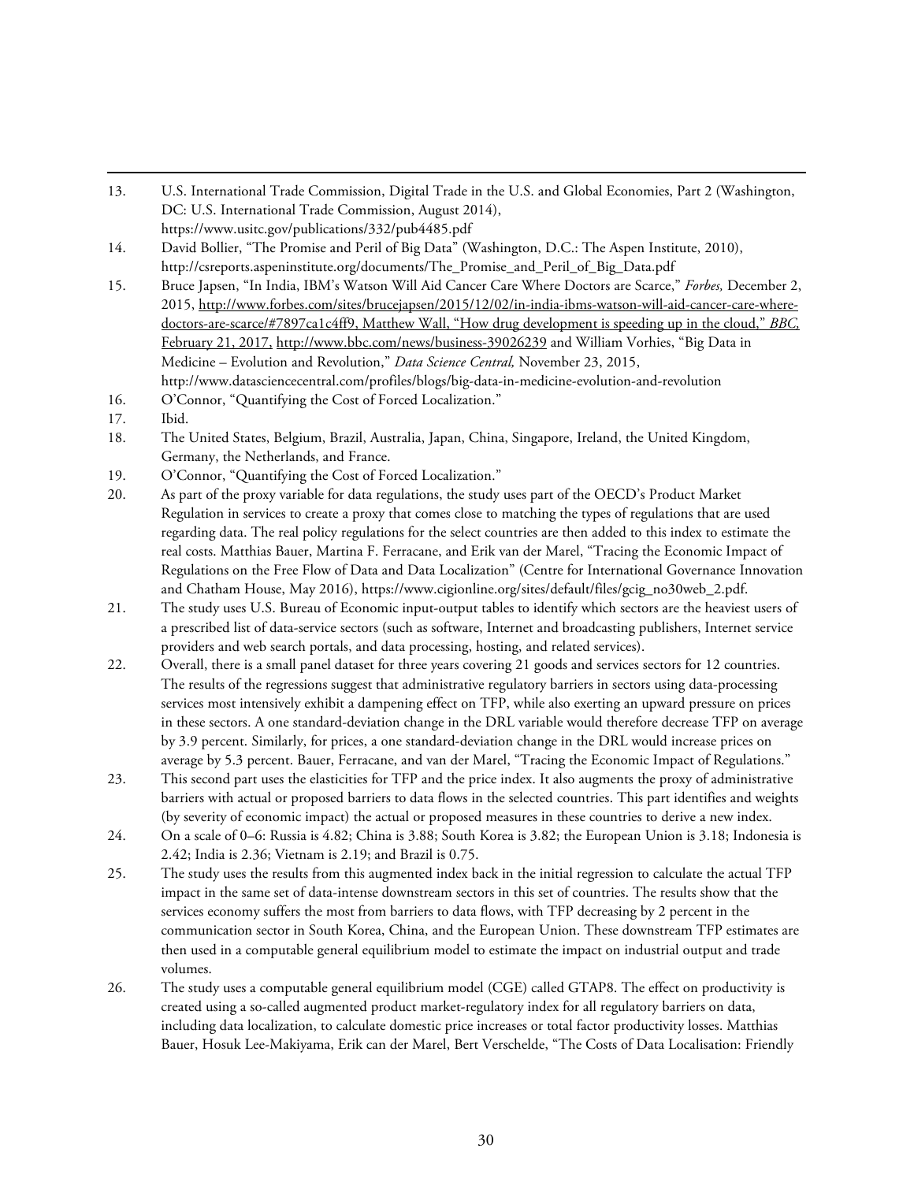13. U.S. International Trade Commission, Digital Trade in the U.S. and Global Economies, Part 2 (Washington, DC: U.S. International Trade Commission, August 2014), https://www.usitc.gov/publications/332/pub4485.pdf
14. David Bollier, "The Promise and Peril of Big Data" (Washington, D.C.: The Aspen Institute, 2010), http://csreports.aspeninstitute.org/documents/The_Promise_and_Peril_of_Big_Data.pdf
15. Bruce Japsen, "In India, IBM's Watson Will Aid Cancer Care Where Doctors are Scarce," *Forbes,* December 2, 2015, http://www.forbes.com/sites/brucejapsen/2015/12/02/in-india-ibms-watson-will-aid-cancer-care-where-doctors-are-scarce/#7897ca1c4ff9, Matthew Wall, "How drug development is speeding up in the cloud," *BBC,* February 21, 2017, http://www.bbc.com/news/business-39026239 and William Vorhies, "Big Data in Medicine – Evolution and Revolution," *Data Science Central,* November 23, 2015, http://www.datasciencecentral.com/profiles/blogs/big-data-in-medicine-evolution-and-revolution
16. O'Connor, "Quantifying the Cost of Forced Localization."
17. Ibid.
18. The United States, Belgium, Brazil, Australia, Japan, China, Singapore, Ireland, the United Kingdom, Germany, the Netherlands, and France.
19. O'Connor, "Quantifying the Cost of Forced Localization."
20. As part of the proxy variable for data regulations, the study uses part of the OECD's Product Market Regulation in services to create a proxy that comes close to matching the types of regulations that are used regarding data. The real policy regulations for the select countries are then added to this index to estimate the real costs. Matthias Bauer, Martina F. Ferracane, and Erik van der Marel, "Tracing the Economic Impact of Regulations on the Free Flow of Data and Data Localization" (Centre for International Governance Innovation and Chatham House, May 2016), https://www.cigionline.org/sites/default/files/gcig_no30web_2.pdf.
21. The study uses U.S. Bureau of Economic input-output tables to identify which sectors are the heaviest users of a prescribed list of data-service sectors (such as software, Internet and broadcasting publishers, Internet service providers and web search portals, and data processing, hosting, and related services).
22. Overall, there is a small panel dataset for three years covering 21 goods and services sectors for 12 countries. The results of the regressions suggest that administrative regulatory barriers in sectors using data-processing services most intensively exhibit a dampening effect on TFP, while also exerting an upward pressure on prices in these sectors. A one standard-deviation change in the DRL variable would therefore decrease TFP on average by 3.9 percent. Similarly, for prices, a one standard-deviation change in the DRL would increase prices on average by 5.3 percent. Bauer, Ferracane, and van der Marel, "Tracing the Economic Impact of Regulations."
23. This second part uses the elasticities for TFP and the price index. It also augments the proxy of administrative barriers with actual or proposed barriers to data flows in the selected countries. This part identifies and weights (by severity of economic impact) the actual or proposed measures in these countries to derive a new index.
24. On a scale of 0–6: Russia is 4.82; China is 3.88; South Korea is 3.82; the European Union is 3.18; Indonesia is 2.42; India is 2.36; Vietnam is 2.19; and Brazil is 0.75.
25. The study uses the results from this augmented index back in the initial regression to calculate the actual TFP impact in the same set of data-intense downstream sectors in this set of countries. The results show that the services economy suffers the most from barriers to data flows, with TFP decreasing by 2 percent in the communication sector in South Korea, China, and the European Union. These downstream TFP estimates are then used in a computable general equilibrium model to estimate the impact on industrial output and trade volumes.
26. The study uses a computable general equilibrium model (CGE) called GTAP8. The effect on productivity is created using a so-called augmented product market-regulatory index for all regulatory barriers on data, including data localization, to calculate domestic price increases or total factor productivity losses. Matthias Bauer, Hosuk Lee-Makiyama, Erik can der Marel, Bert Verschelde, "The Costs of Data Localisation: Friendly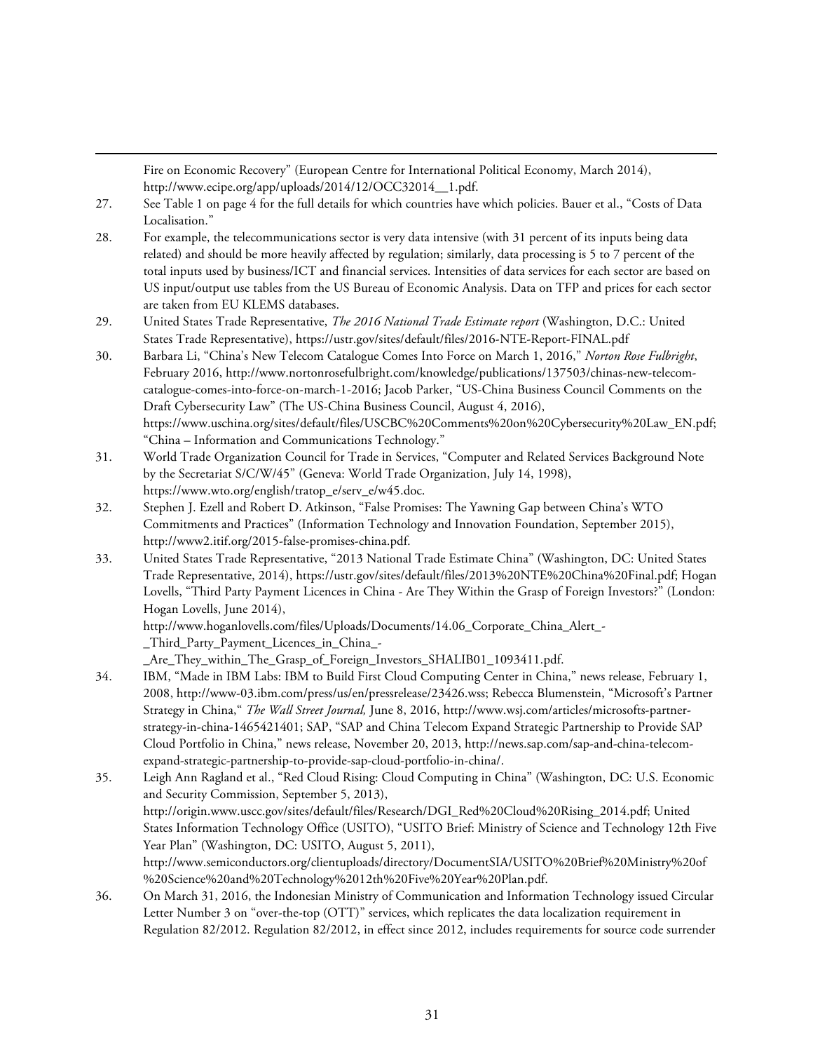Fire on Economic Recovery" (European Centre for International Political Economy, March 2014), http://www.ecipe.org/app/uploads/2014/12/OCC32014__1.pdf.

27. See Table 1 on page 4 for the full details for which countries have which policies. Bauer et al., "Costs of Data Localisation."

28. For example, the telecommunications sector is very data intensive (with 31 percent of its inputs being data related) and should be more heavily affected by regulation; similarly, data processing is 5 to 7 percent of the total inputs used by business/ICT and financial services. Intensities of data services for each sector are based on US input/output use tables from the US Bureau of Economic Analysis. Data on TFP and prices for each sector are taken from EU KLEMS databases.

29. United States Trade Representative, *The 2016 National Trade Estimate report* (Washington, D.C.: United States Trade Representative), https://ustr.gov/sites/default/files/2016-NTE-Report-FINAL.pdf

30. Barbara Li, "China's New Telecom Catalogue Comes Into Force on March 1, 2016," *Norton Rose Fulbright*, February 2016, http://www.nortonrosefulbright.com/knowledge/publications/137503/chinas-new-telecom-catalogue-comes-into-force-on-march-1-2016; Jacob Parker, "US-China Business Council Comments on the Draft Cybersecurity Law" (The US-China Business Council, August 4, 2016), https://www.uschina.org/sites/default/files/USCBC%20Comments%20on%20Cybersecurity%20Law_EN.pdf; "China – Information and Communications Technology."

31. World Trade Organization Council for Trade in Services, "Computer and Related Services Background Note by the Secretariat S/C/W/45" (Geneva: World Trade Organization, July 14, 1998), https://www.wto.org/english/tratop_e/serv_e/w45.doc.

32. Stephen J. Ezell and Robert D. Atkinson, "False Promises: The Yawning Gap between China's WTO Commitments and Practices" (Information Technology and Innovation Foundation, September 2015), http://www2.itif.org/2015-false-promises-china.pdf.

33. United States Trade Representative, "2013 National Trade Estimate China" (Washington, DC: United States Trade Representative, 2014), https://ustr.gov/sites/default/files/2013%20NTE%20China%20Final.pdf; Hogan Lovells, "Third Party Payment Licences in China - Are They Within the Grasp of Foreign Investors?" (London: Hogan Lovells, June 2014), http://www.hoganlovells.com/files/Uploads/Documents/14.06_Corporate_China_Alert_-_Third_Party_Payment_Licences_in_China_-_Are_They_within_The_Grasp_of_Foreign_Investors_SHALIB01_1093411.pdf.

34. IBM, "Made in IBM Labs: IBM to Build First Cloud Computing Center in China," news release, February 1, 2008, http://www-03.ibm.com/press/us/en/pressrelease/23426.wss; Rebecca Blumenstein, "Microsoft's Partner Strategy in China," *The Wall Street Journal,* June 8, 2016, http://www.wsj.com/articles/microsofts-partner-strategy-in-china-1465421401; SAP, "SAP and China Telecom Expand Strategic Partnership to Provide SAP Cloud Portfolio in China," news release, November 20, 2013, http://news.sap.com/sap-and-china-telecom-expand-strategic-partnership-to-provide-sap-cloud-portfolio-in-china/.

35. Leigh Ann Ragland et al., "Red Cloud Rising: Cloud Computing in China" (Washington, DC: U.S. Economic and Security Commission, September 5, 2013), http://origin.www.uscc.gov/sites/default/files/Research/DGI_Red%20Cloud%20Rising_2014.pdf; United States Information Technology Office (USITO), "USITO Brief: Ministry of Science and Technology 12th Five Year Plan" (Washington, DC: USITO, August 5, 2011), http://www.semiconductors.org/clientuploads/directory/DocumentSIA/USITO%20Brief%20Ministry%20of%20Science%20and%20Technology%2012th%20Five%20Year%20Plan.pdf.

36. On March 31, 2016, the Indonesian Ministry of Communication and Information Technology issued Circular Letter Number 3 on "over-the-top (OTT)" services, which replicates the data localization requirement in Regulation 82/2012. Regulation 82/2012, in effect since 2012, includes requirements for source code surrender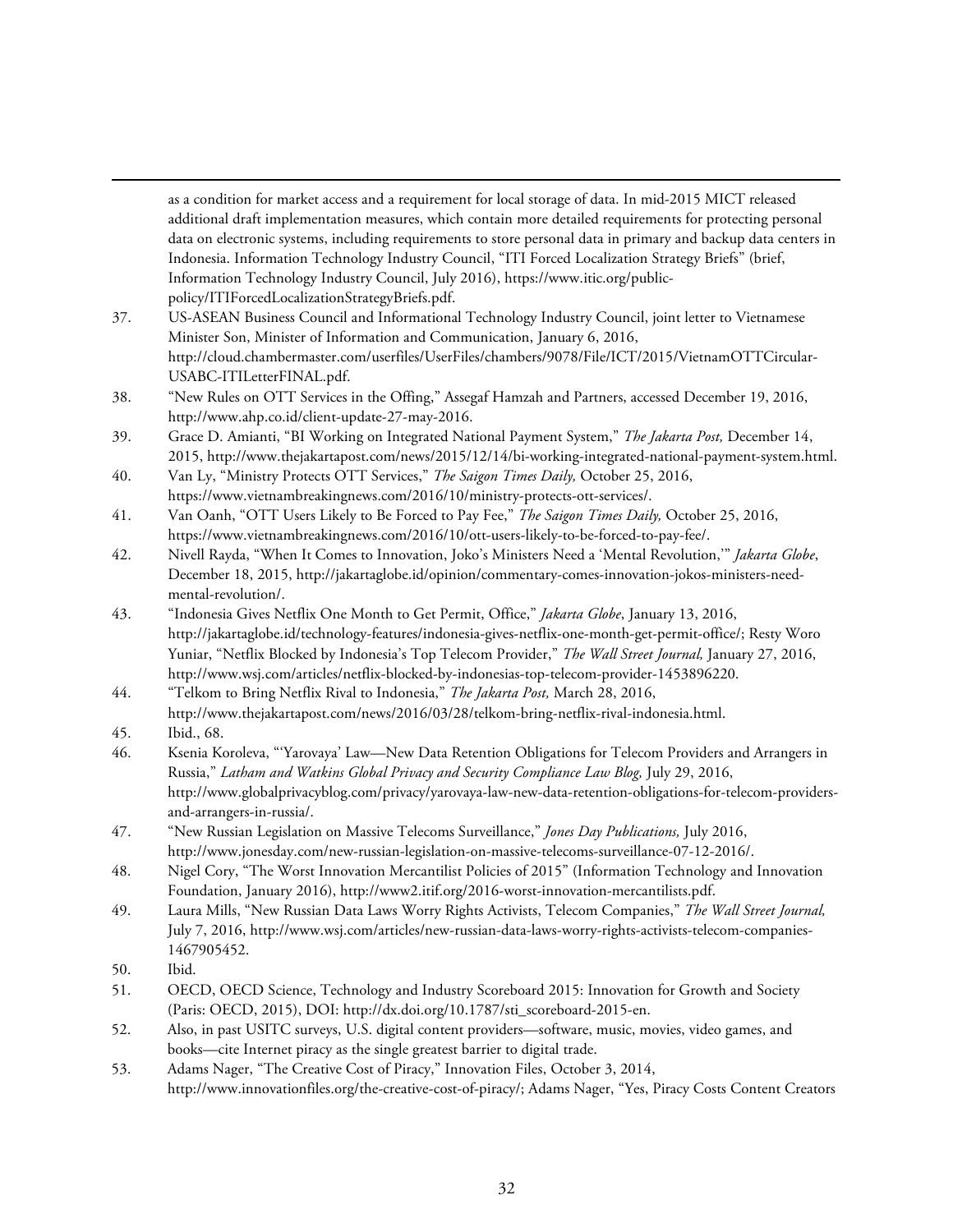as a condition for market access and a requirement for local storage of data. In mid-2015 MICT released additional draft implementation measures, which contain more detailed requirements for protecting personal data on electronic systems, including requirements to store personal data in primary and backup data centers in Indonesia. Information Technology Industry Council, "ITI Forced Localization Strategy Briefs" (brief, Information Technology Industry Council, July 2016), https://www.itic.org/public-policy/ITIForcedLocalizationStrategyBriefs.pdf.

37. US-ASEAN Business Council and Informational Technology Industry Council, joint letter to Vietnamese Minister Son, Minister of Information and Communication, January 6, 2016, http://cloud.chambermaster.com/userfiles/UserFiles/chambers/9078/File/ICT/2015/VietnamOTTCircular-USABC-ITILetterFINAL.pdf.
38. "New Rules on OTT Services in the Offing," Assegaf Hamzah and Partners, accessed December 19, 2016, http://www.ahp.co.id/client-update-27-may-2016.
39. Grace D. Amianti, "BI Working on Integrated National Payment System," *The Jakarta Post,* December 14, 2015, http://www.thejakartapost.com/news/2015/12/14/bi-working-integrated-national-payment-system.html.
40. Van Ly, "Ministry Protects OTT Services," *The Saigon Times Daily,* October 25, 2016, https://www.vietnambreakingnews.com/2016/10/ministry-protects-ott-services/.
41. Van Oanh, "OTT Users Likely to Be Forced to Pay Fee," *The Saigon Times Daily,* October 25, 2016, https://www.vietnambreakingnews.com/2016/10/ott-users-likely-to-be-forced-to-pay-fee/.
42. Nivell Rayda, "When It Comes to Innovation, Joko's Ministers Need a 'Mental Revolution,'" *Jakarta Globe*, December 18, 2015, http://jakartaglobe.id/opinion/commentary-comes-innovation-jokos-ministers-need-mental-revolution/.
43. "Indonesia Gives Netflix One Month to Get Permit, Office," *Jakarta Globe*, January 13, 2016, http://jakartaglobe.id/technology-features/indonesia-gives-netflix-one-month-get-permit-office/; Resty Woro Yuniar, "Netflix Blocked by Indonesia's Top Telecom Provider," *The Wall Street Journal,* January 27, 2016, http://www.wsj.com/articles/netflix-blocked-by-indonesias-top-telecom-provider-1453896220.
44. "Telkom to Bring Netflix Rival to Indonesia," *The Jakarta Post,* March 28, 2016, http://www.thejakartapost.com/news/2016/03/28/telkom-bring-netflix-rival-indonesia.html.
45. Ibid., 68.
46. Ksenia Koroleva, "'Yarovaya' Law—New Data Retention Obligations for Telecom Providers and Arrangers in Russia," *Latham and Watkins Global Privacy and Security Compliance Law Blog,* July 29, 2016, http://www.globalprivacyblog.com/privacy/yarovaya-law-new-data-retention-obligations-for-telecom-providers-and-arrangers-in-russia/.
47. "New Russian Legislation on Massive Telecoms Surveillance," *Jones Day Publications,* July 2016, http://www.jonesday.com/new-russian-legislation-on-massive-telecoms-surveillance-07-12-2016/.
48. Nigel Cory, "The Worst Innovation Mercantilist Policies of 2015" (Information Technology and Innovation Foundation, January 2016), http://www2.itif.org/2016-worst-innovation-mercantilists.pdf.
49. Laura Mills, "New Russian Data Laws Worry Rights Activists, Telecom Companies," *The Wall Street Journal,* July 7, 2016, http://www.wsj.com/articles/new-russian-data-laws-worry-rights-activists-telecom-companies-1467905452.
50. Ibid.
51. OECD, OECD Science, Technology and Industry Scoreboard 2015: Innovation for Growth and Society (Paris: OECD, 2015), DOI: http://dx.doi.org/10.1787/sti_scoreboard-2015-en.
52. Also, in past USITC surveys, U.S. digital content providers—software, music, movies, video games, and books—cite Internet piracy as the single greatest barrier to digital trade.
53. Adams Nager, "The Creative Cost of Piracy," Innovation Files, October 3, 2014, http://www.innovationfiles.org/the-creative-cost-of-piracy/; Adams Nager, "Yes, Piracy Costs Content Creators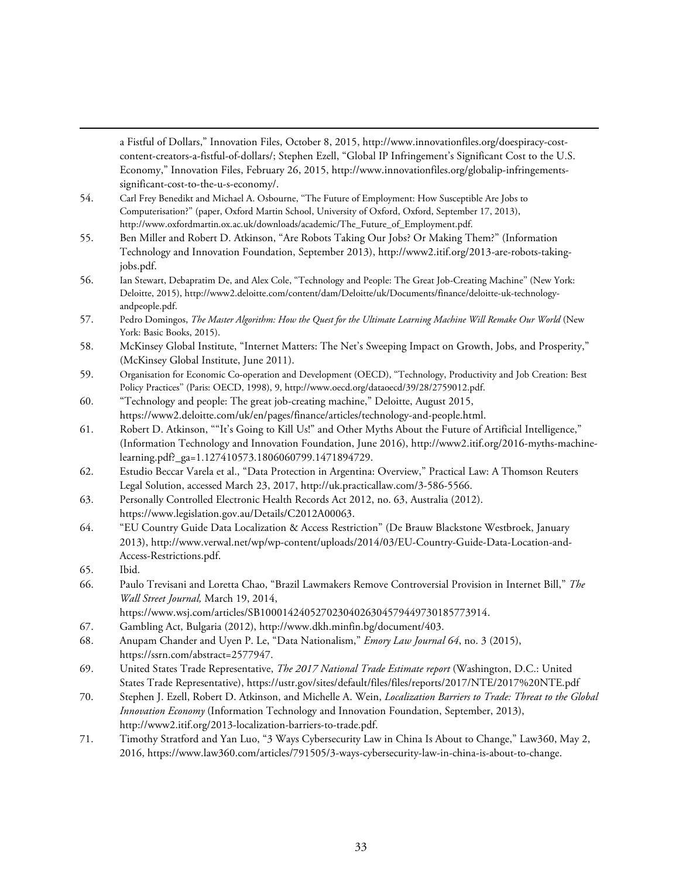a Fistful of Dollars," Innovation Files, October 8, 2015, http://www.innovationfiles.org/doespiracy-cost-content-creators-a-fistful-of-dollars/; Stephen Ezell, "Global IP Infringement's Significant Cost to the U.S. Economy," Innovation Files, February 26, 2015, http://www.innovationfiles.org/globalip-infringements-significant-cost-to-the-u-s-economy/.

54. Carl Frey Benedikt and Michael A. Osbourne, "The Future of Employment: How Susceptible Are Jobs to Computerisation?" (paper, Oxford Martin School, University of Oxford, Oxford, September 17, 2013), http://www.oxfordmartin.ox.ac.uk/downloads/academic/The_Future_of_Employment.pdf.
55. Ben Miller and Robert D. Atkinson, "Are Robots Taking Our Jobs? Or Making Them?" (Information Technology and Innovation Foundation, September 2013), http://www2.itif.org/2013-are-robots-taking-jobs.pdf.
56. Ian Stewart, Debapratim De, and Alex Cole, "Technology and People: The Great Job-Creating Machine" (New York: Deloitte, 2015), http://www2.deloitte.com/content/dam/Deloitte/uk/Documents/finance/deloitte-uk-technology-andpeople.pdf.
57. Pedro Domingos, *The Master Algorithm: How the Quest for the Ultimate Learning Machine Will Remake Our World* (New York: Basic Books, 2015).
58. McKinsey Global Institute, "Internet Matters: The Net's Sweeping Impact on Growth, Jobs, and Prosperity," (McKinsey Global Institute, June 2011).
59. Organisation for Economic Co-operation and Development (OECD), "Technology, Productivity and Job Creation: Best Policy Practices" (Paris: OECD, 1998), 9, http://www.oecd.org/dataoecd/39/28/2759012.pdf.
60. "Technology and people: The great job-creating machine," Deloitte, August 2015, https://www2.deloitte.com/uk/en/pages/finance/articles/technology-and-people.html.
61. Robert D. Atkinson, ""It's Going to Kill Us!" and Other Myths About the Future of Artificial Intelligence," (Information Technology and Innovation Foundation, June 2016), http://www2.itif.org/2016-myths-machine-learning.pdf?_ga=1.127410573.1806060799.1471894729.
62. Estudio Beccar Varela et al., "Data Protection in Argentina: Overview," Practical Law: A Thomson Reuters Legal Solution, accessed March 23, 2017, http://uk.practicallaw.com/3-586-5566.
63. Personally Controlled Electronic Health Records Act 2012, no. 63, Australia (2012). https://www.legislation.gov.au/Details/C2012A00063.
64. "EU Country Guide Data Localization & Access Restriction" (De Brauw Blackstone Westbroek, January 2013), http://www.verwal.net/wp/wp-content/uploads/2014/03/EU-Country-Guide-Data-Location-and-Access-Restrictions.pdf.
65. Ibid.
66. Paulo Trevisani and Loretta Chao, "Brazil Lawmakers Remove Controversial Provision in Internet Bill," *The Wall Street Journal,* March 19, 2014, https://www.wsj.com/articles/SB10001424052702304026304579449730185773914.
67. Gambling Act, Bulgaria (2012), http://www.dkh.minfin.bg/document/403.
68. Anupam Chander and Uyen P. Le, "Data Nationalism," *Emory Law Journal 64*, no. 3 (2015), https://ssrn.com/abstract=2577947.
69. United States Trade Representative, *The 2017 National Trade Estimate report* (Washington, D.C.: United States Trade Representative), https://ustr.gov/sites/default/files/files/reports/2017/NTE/2017%20NTE.pdf
70. Stephen J. Ezell, Robert D. Atkinson, and Michelle A. Wein, *Localization Barriers to Trade: Threat to the Global Innovation Economy* (Information Technology and Innovation Foundation, September, 2013), http://www2.itif.org/2013-localization-barriers-to-trade.pdf.
71. Timothy Stratford and Yan Luo, "3 Ways Cybersecurity Law in China Is About to Change," Law360, May 2, 2016, https://www.law360.com/articles/791505/3-ways-cybersecurity-law-in-china-is-about-to-change.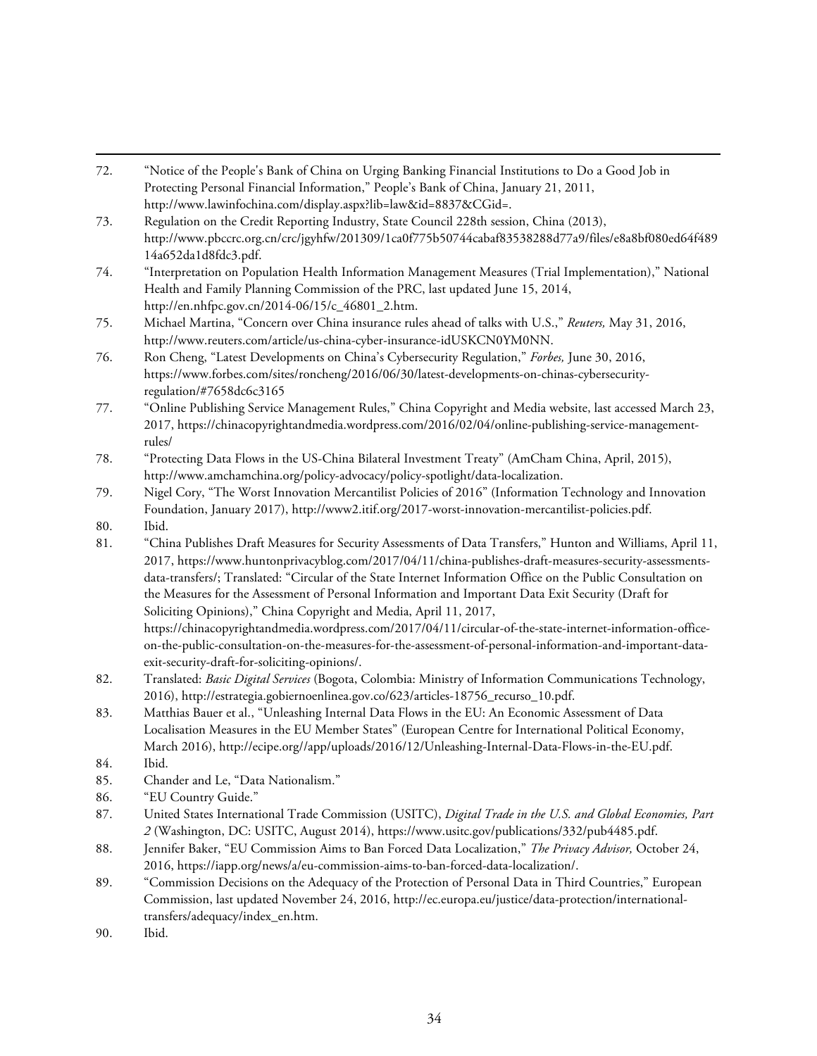72. "Notice of the People's Bank of China on Urging Banking Financial Institutions to Do a Good Job in Protecting Personal Financial Information," People's Bank of China, January 21, 2011, http://www.lawinfochina.com/display.aspx?lib=law&id=8837&CGid=.
73. Regulation on the Credit Reporting Industry, State Council 228th session, China (2013), http://www.pbccrc.org.cn/crc/jgyhfw/201309/1ca0f775b50744cabaf83538288d77a9/files/e8a8bf080ed64f48914a652da1d8fdc3.pdf.
74. "Interpretation on Population Health Information Management Measures (Trial Implementation)," National Health and Family Planning Commission of the PRC, last updated June 15, 2014, http://en.nhfpc.gov.cn/2014-06/15/c_46801_2.htm.
75. Michael Martina, "Concern over China insurance rules ahead of talks with U.S.," *Reuters,* May 31, 2016, http://www.reuters.com/article/us-china-cyber-insurance-idUSKCN0YM0NN.
76. Ron Cheng, "Latest Developments on China's Cybersecurity Regulation," *Forbes,* June 30, 2016, https://www.forbes.com/sites/roncheng/2016/06/30/latest-developments-on-chinas-cybersecurity-regulation/#7658dc6c3165
77. "Online Publishing Service Management Rules," China Copyright and Media website, last accessed March 23, 2017, https://chinacopyrightandmedia.wordpress.com/2016/02/04/online-publishing-service-management-rules/
78. "Protecting Data Flows in the US-China Bilateral Investment Treaty" (AmCham China, April, 2015), http://www.amchamchina.org/policy-advocacy/policy-spotlight/data-localization.
79. Nigel Cory, "The Worst Innovation Mercantilist Policies of 2016" (Information Technology and Innovation Foundation, January 2017), http://www2.itif.org/2017-worst-innovation-mercantilist-policies.pdf.
80. Ibid.
81. "China Publishes Draft Measures for Security Assessments of Data Transfers," Hunton and Williams, April 11, 2017, https://www.huntonprivacyblog.com/2017/04/11/china-publishes-draft-measures-security-assessments-data-transfers/; Translated: "Circular of the State Internet Information Office on the Public Consultation on the Measures for the Assessment of Personal Information and Important Data Exit Security (Draft for Soliciting Opinions)," China Copyright and Media, April 11, 2017, https://chinacopyrightandmedia.wordpress.com/2017/04/11/circular-of-the-state-internet-information-office-on-the-public-consultation-on-the-measures-for-the-assessment-of-personal-information-and-important-data-exit-security-draft-for-soliciting-opinions/.
82. Translated: *Basic Digital Services* (Bogota, Colombia: Ministry of Information Communications Technology, 2016), http://estrategia.gobiernoenlinea.gov.co/623/articles-18756_recurso_10.pdf.
83. Matthias Bauer et al., "Unleashing Internal Data Flows in the EU: An Economic Assessment of Data Localisation Measures in the EU Member States" (European Centre for International Political Economy, March 2016), http://ecipe.org//app/uploads/2016/12/Unleashing-Internal-Data-Flows-in-the-EU.pdf.
84. Ibid.
85. Chander and Le, "Data Nationalism."
86. "EU Country Guide."
87. United States International Trade Commission (USITC), *Digital Trade in the U.S. and Global Economies, Part 2* (Washington, DC: USITC, August 2014), https://www.usitc.gov/publications/332/pub4485.pdf.
88. Jennifer Baker, "EU Commission Aims to Ban Forced Data Localization," *The Privacy Advisor,* October 24, 2016, https://iapp.org/news/a/eu-commission-aims-to-ban-forced-data-localization/.
89. "Commission Decisions on the Adequacy of the Protection of Personal Data in Third Countries," European Commission, last updated November 24, 2016, http://ec.europa.eu/justice/data-protection/international-transfers/adequacy/index_en.htm.
90. Ibid.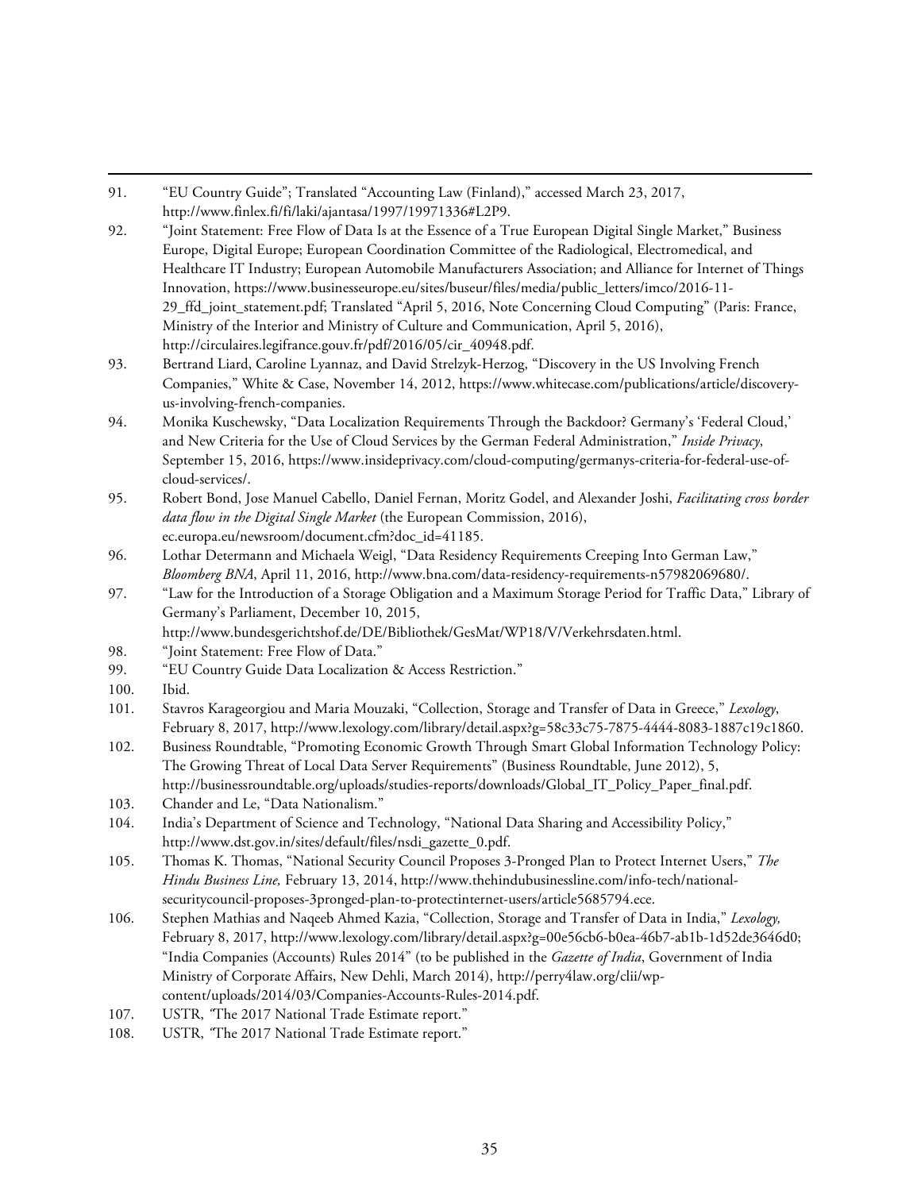91. "EU Country Guide"; Translated "Accounting Law (Finland)," accessed March 23, 2017, http://www.finlex.fi/fi/laki/ajantasa/1997/19971336#L2P9.
92. "Joint Statement: Free Flow of Data Is at the Essence of a True European Digital Single Market," Business Europe, Digital Europe; European Coordination Committee of the Radiological, Electromedical, and Healthcare IT Industry; European Automobile Manufacturers Association; and Alliance for Internet of Things Innovation, https://www.businesseurope.eu/sites/buseur/files/media/public_letters/imco/2016-11-29_ffd_joint_statement.pdf; Translated "April 5, 2016, Note Concerning Cloud Computing" (Paris: France, Ministry of the Interior and Ministry of Culture and Communication, April 5, 2016), http://circulaires.legifrance.gouv.fr/pdf/2016/05/cir_40948.pdf.
93. Bertrand Liard, Caroline Lyannaz, and David Strelzyk-Herzog, "Discovery in the US Involving French Companies," White & Case, November 14, 2012, https://www.whitecase.com/publications/article/discovery-us-involving-french-companies.
94. Monika Kuschewsky, "Data Localization Requirements Through the Backdoor? Germany's 'Federal Cloud,' and New Criteria for the Use of Cloud Services by the German Federal Administration," *Inside Privacy*, September 15, 2016, https://www.insideprivacy.com/cloud-computing/germanys-criteria-for-federal-use-of-cloud-services/.
95. Robert Bond, Jose Manuel Cabello, Daniel Fernan, Moritz Godel, and Alexander Joshi, *Facilitating cross border data flow in the Digital Single Market* (the European Commission, 2016), ec.europa.eu/newsroom/document.cfm?doc_id=41185.
96. Lothar Determann and Michaela Weigl, "Data Residency Requirements Creeping Into German Law," *Bloomberg BNA*, April 11, 2016, http://www.bna.com/data-residency-requirements-n57982069680/.
97. "Law for the Introduction of a Storage Obligation and a Maximum Storage Period for Traffic Data," Library of Germany's Parliament, December 10, 2015, http://www.bundesgerichtshof.de/DE/Bibliothek/GesMat/WP18/V/Verkehrsdaten.html.
98. "Joint Statement: Free Flow of Data."
99. "EU Country Guide Data Localization & Access Restriction."
100. Ibid.
101. Stavros Karageorgiou and Maria Mouzaki, "Collection, Storage and Transfer of Data in Greece," *Lexology*, February 8, 2017, http://www.lexology.com/library/detail.aspx?g=58c33c75-7875-4444-8083-1887c19c1860.
102. Business Roundtable, "Promoting Economic Growth Through Smart Global Information Technology Policy: The Growing Threat of Local Data Server Requirements" (Business Roundtable, June 2012), 5, http://businessroundtable.org/uploads/studies-reports/downloads/Global_IT_Policy_Paper_final.pdf.
103. Chander and Le, "Data Nationalism."
104. India's Department of Science and Technology, "National Data Sharing and Accessibility Policy," http://www.dst.gov.in/sites/default/files/nsdi_gazette_0.pdf.
105. Thomas K. Thomas, "National Security Council Proposes 3-Pronged Plan to Protect Internet Users," *The Hindu Business Line,* February 13, 2014, http://www.thehindubusinessline.com/info-tech/national-securitycouncil-proposes-3pronged-plan-to-protectinternet-users/article5685794.ece.
106. Stephen Mathias and Naqeeb Ahmed Kazia, "Collection, Storage and Transfer of Data in India," *Lexology,* February 8, 2017, http://www.lexology.com/library/detail.aspx?g=00e56cb6-b0ea-46b7-ab1b-1d52de3646d0; "India Companies (Accounts) Rules 2014" (to be published in the *Gazette of India*, Government of India Ministry of Corporate Affairs, New Dehli, March 2014), http://perry4law.org/clii/wp-content/uploads/2014/03/Companies-Accounts-Rules-2014.pdf.
107. USTR, "The 2017 National Trade Estimate report."
108. USTR, "The 2017 National Trade Estimate report."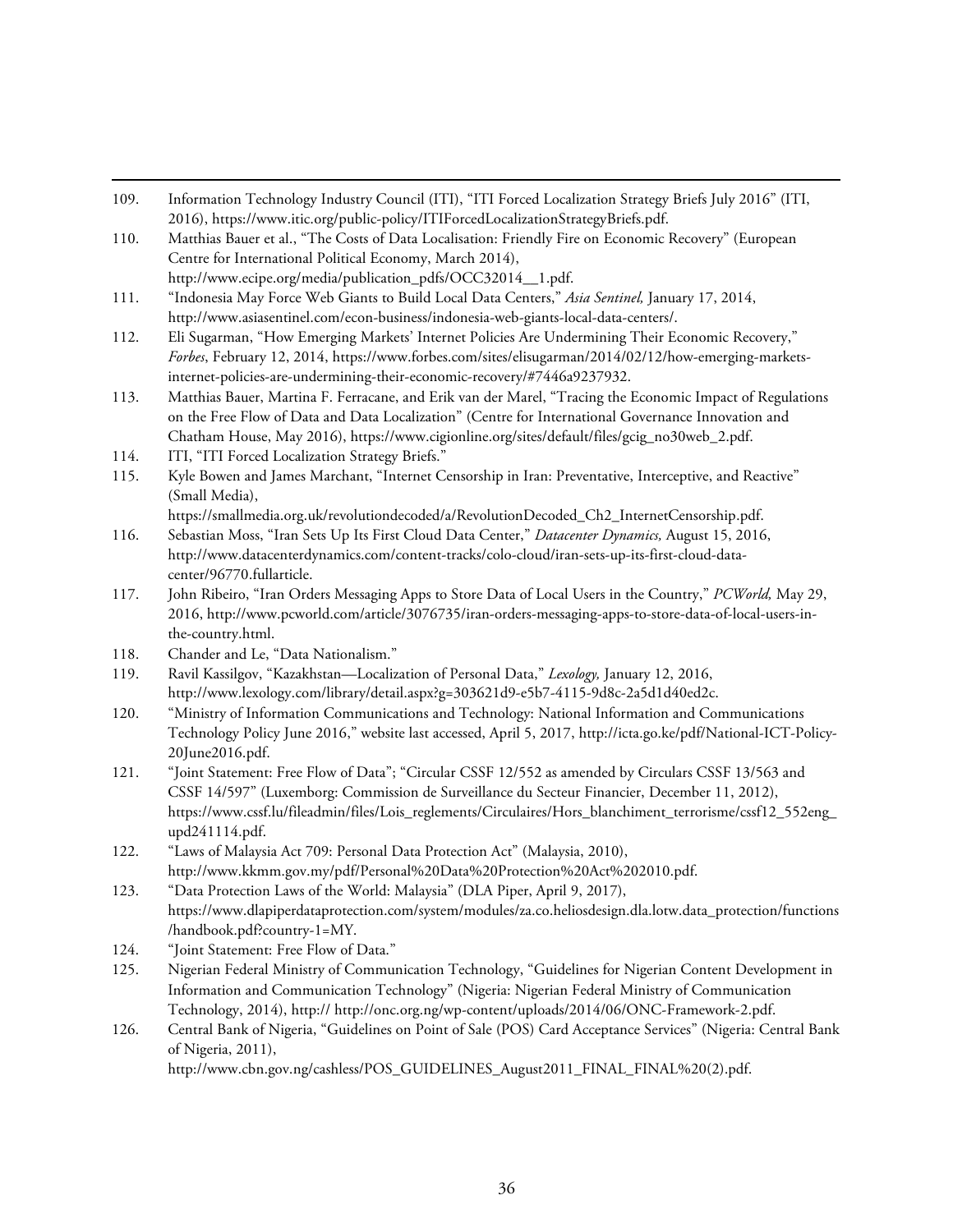109. Information Technology Industry Council (ITI), "ITI Forced Localization Strategy Briefs July 2016" (ITI, 2016), https://www.itic.org/public-policy/ITIForcedLocalizationStrategyBriefs.pdf.
110. Matthias Bauer et al., "The Costs of Data Localisation: Friendly Fire on Economic Recovery" (European Centre for International Political Economy, March 2014), http://www.ecipe.org/media/publication_pdfs/OCC32014__1.pdf.
111. "Indonesia May Force Web Giants to Build Local Data Centers," *Asia Sentinel,* January 17, 2014, http://www.asiasentinel.com/econ-business/indonesia-web-giants-local-data-centers/.
112. Eli Sugarman, "How Emerging Markets' Internet Policies Are Undermining Their Economic Recovery," *Forbes*, February 12, 2014, https://www.forbes.com/sites/elisugarman/2014/02/12/how-emerging-markets-internet-policies-are-undermining-their-economic-recovery/#7446a9237932.
113. Matthias Bauer, Martina F. Ferracane, and Erik van der Marel, "Tracing the Economic Impact of Regulations on the Free Flow of Data and Data Localization" (Centre for International Governance Innovation and Chatham House, May 2016), https://www.cigionline.org/sites/default/files/gcig_no30web_2.pdf.
114. ITI, "ITI Forced Localization Strategy Briefs."
115. Kyle Bowen and James Marchant, "Internet Censorship in Iran: Preventative, Interceptive, and Reactive" (Small Media), https://smallmedia.org.uk/revolutiondecoded/a/RevolutionDecoded_Ch2_InternetCensorship.pdf.
116. Sebastian Moss, "Iran Sets Up Its First Cloud Data Center," *Datacenter Dynamics,* August 15, 2016, http://www.datacenterdynamics.com/content-tracks/colo-cloud/iran-sets-up-its-first-cloud-data-center/96770.fullarticle.
117. John Ribeiro, "Iran Orders Messaging Apps to Store Data of Local Users in the Country," *PCWorld,* May 29, 2016, http://www.pcworld.com/article/3076735/iran-orders-messaging-apps-to-store-data-of-local-users-in-the-country.html.
118. Chander and Le, "Data Nationalism."
119. Ravil Kassilgov, "Kazakhstan—Localization of Personal Data," *Lexology,* January 12, 2016, http://www.lexology.com/library/detail.aspx?g=303621d9-e5b7-4115-9d8c-2a5d1d40ed2c.
120. "Ministry of Information Communications and Technology: National Information and Communications Technology Policy June 2016," website last accessed, April 5, 2017, http://icta.go.ke/pdf/National-ICT-Policy-20June2016.pdf.
121. "Joint Statement: Free Flow of Data"; "Circular CSSF 12/552 as amended by Circulars CSSF 13/563 and CSSF 14/597" (Luxemborg: Commission de Surveillance du Secteur Financier, December 11, 2012), https://www.cssf.lu/fileadmin/files/Lois_reglements/Circulaires/Hors_blanchiment_terrorisme/cssf12_552eng_upd241114.pdf.
122. "Laws of Malaysia Act 709: Personal Data Protection Act" (Malaysia, 2010), http://www.kkmm.gov.my/pdf/Personal%20Data%20Protection%20Act%202010.pdf.
123. "Data Protection Laws of the World: Malaysia" (DLA Piper, April 9, 2017), https://www.dlapiperdataprotection.com/system/modules/za.co.heliosdesign.dla.lotw.data_protection/functions/handbook.pdf?country-1=MY.
124. "Joint Statement: Free Flow of Data."
125. Nigerian Federal Ministry of Communication Technology, "Guidelines for Nigerian Content Development in Information and Communication Technology" (Nigeria: Nigerian Federal Ministry of Communication Technology, 2014), http:// http://onc.org.ng/wp-content/uploads/2014/06/ONC-Framework-2.pdf.
126. Central Bank of Nigeria, "Guidelines on Point of Sale (POS) Card Acceptance Services" (Nigeria: Central Bank of Nigeria, 2011), http://www.cbn.gov.ng/cashless/POS_GUIDELINES_August2011_FINAL_FINAL%20(2).pdf.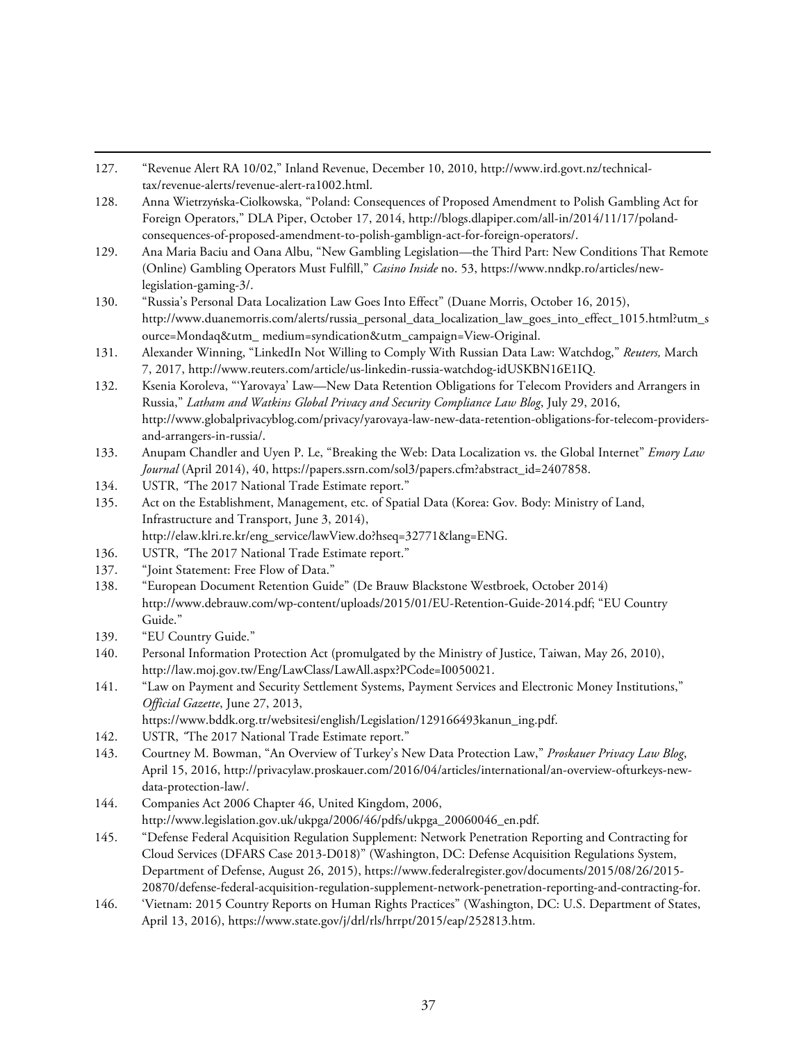127. "Revenue Alert RA 10/02," Inland Revenue, December 10, 2010, http://www.ird.govt.nz/technical-tax/revenue-alerts/revenue-alert-ra1002.html.
128. Anna Wietrzyńska-Ciolkowska, "Poland: Consequences of Proposed Amendment to Polish Gambling Act for Foreign Operators," DLA Piper, October 17, 2014, http://blogs.dlapiper.com/all-in/2014/11/17/poland-consequences-of-proposed-amendment-to-polish-gamblign-act-for-foreign-operators/.
129. Ana Maria Baciu and Oana Albu, "New Gambling Legislation—the Third Part: New Conditions That Remote (Online) Gambling Operators Must Fulfill," *Casino Inside* no. 53, https://www.nndkp.ro/articles/new-legislation-gaming-3/.
130. "Russia's Personal Data Localization Law Goes Into Effect" (Duane Morris, October 16, 2015), http://www.duanemorris.com/alerts/russia_personal_data_localization_law_goes_into_effect_1015.html?utm_source=Mondaq&utm_ medium=syndication&utm_campaign=View-Original.
131. Alexander Winning, "LinkedIn Not Willing to Comply With Russian Data Law: Watchdog," *Reuters,* March 7, 2017, http://www.reuters.com/article/us-linkedin-russia-watchdog-idUSKBN16E1IQ.
132. Ksenia Koroleva, "'Yarovaya' Law—New Data Retention Obligations for Telecom Providers and Arrangers in Russia," *Latham and Watkins Global Privacy and Security Compliance Law Blog*, July 29, 2016, http://www.globalprivacyblog.com/privacy/yarovaya-law-new-data-retention-obligations-for-telecom-providers-and-arrangers-in-russia/.
133. Anupam Chandler and Uyen P. Le, "Breaking the Web: Data Localization vs. the Global Internet" *Emory Law Journal* (April 2014), 40, https://papers.ssrn.com/sol3/papers.cfm?abstract_id=2407858.
134. USTR, "The 2017 National Trade Estimate report."
135. Act on the Establishment, Management, etc. of Spatial Data (Korea: Gov. Body: Ministry of Land, Infrastructure and Transport, June 3, 2014), http://elaw.klri.re.kr/eng_service/lawView.do?hseq=32771&lang=ENG.
136. USTR, "The 2017 National Trade Estimate report."
137. "Joint Statement: Free Flow of Data."
138. "European Document Retention Guide" (De Brauw Blackstone Westbroek, October 2014) http://www.debrauw.com/wp-content/uploads/2015/01/EU-Retention-Guide-2014.pdf; "EU Country Guide."
139. "EU Country Guide."
140. Personal Information Protection Act (promulgated by the Ministry of Justice, Taiwan, May 26, 2010), http://law.moj.gov.tw/Eng/LawClass/LawAll.aspx?PCode=I0050021.
141. "Law on Payment and Security Settlement Systems, Payment Services and Electronic Money Institutions," *Official Gazette*, June 27, 2013, https://www.bddk.org.tr/websitesi/english/Legislation/129166493kanun_ing.pdf.
142. USTR, "The 2017 National Trade Estimate report."
143. Courtney M. Bowman, "An Overview of Turkey's New Data Protection Law," *Proskauer Privacy Law Blog*, April 15, 2016, http://privacylaw.proskauer.com/2016/04/articles/international/an-overview-ofturkeys-new-data-protection-law/.
144. Companies Act 2006 Chapter 46, United Kingdom, 2006, http://www.legislation.gov.uk/ukpga/2006/46/pdfs/ukpga_20060046_en.pdf.
145. "Defense Federal Acquisition Regulation Supplement: Network Penetration Reporting and Contracting for Cloud Services (DFARS Case 2013-D018)" (Washington, DC: Defense Acquisition Regulations System, Department of Defense, August 26, 2015), https://www.federalregister.gov/documents/2015/08/26/2015-20870/defense-federal-acquisition-regulation-supplement-network-penetration-reporting-and-contracting-for.
146. 'Vietnam: 2015 Country Reports on Human Rights Practices" (Washington, DC: U.S. Department of States, April 13, 2016), https://www.state.gov/j/drl/rls/hrrpt/2015/eap/252813.htm.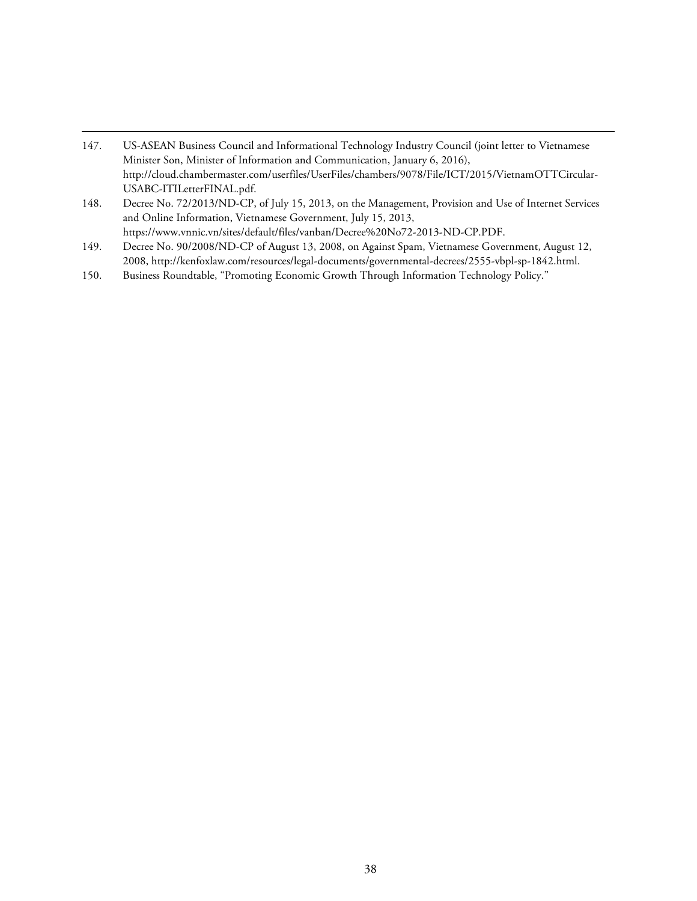147. US-ASEAN Business Council and Informational Technology Industry Council (joint letter to Vietnamese Minister Son, Minister of Information and Communication, January 6, 2016), http://cloud.chambermaster.com/userfiles/UserFiles/chambers/9078/File/ICT/2015/VietnamOTTCircular-USABC-ITILetterFINAL.pdf.
148. Decree No. 72/2013/ND-CP, of July 15, 2013, on the Management, Provision and Use of Internet Services and Online Information, Vietnamese Government, July 15, 2013, https://www.vnnic.vn/sites/default/files/vanban/Decree%20No72-2013-ND-CP.PDF.
149. Decree No. 90/2008/ND-CP of August 13, 2008, on Against Spam, Vietnamese Government, August 12, 2008, http://kenfoxlaw.com/resources/legal-documents/governmental-decrees/2555-vbpl-sp-1842.html.
150. Business Roundtable, "Promoting Economic Growth Through Information Technology Policy."